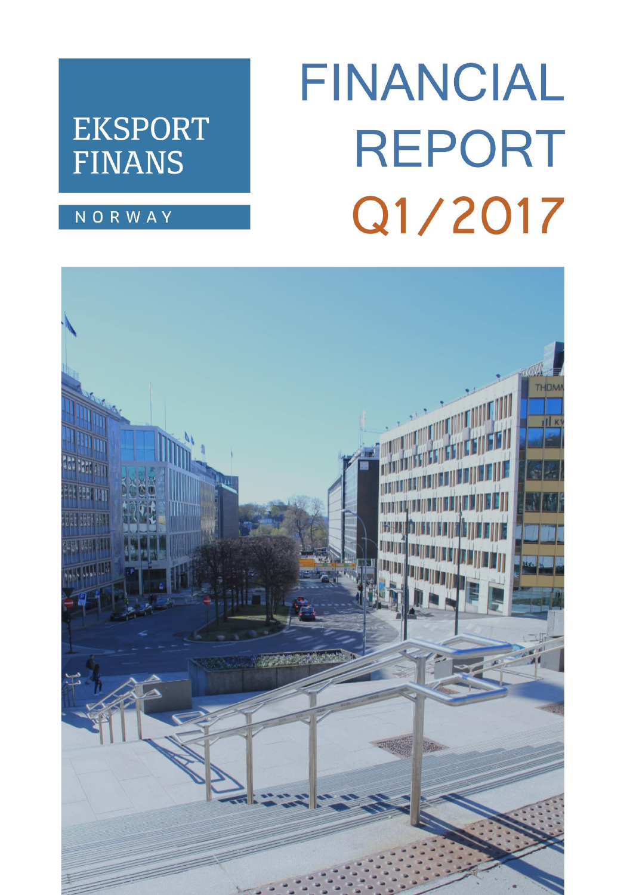EKSPORT FINANS

NORWAY

# FINANCIAL REPORT Q1/2017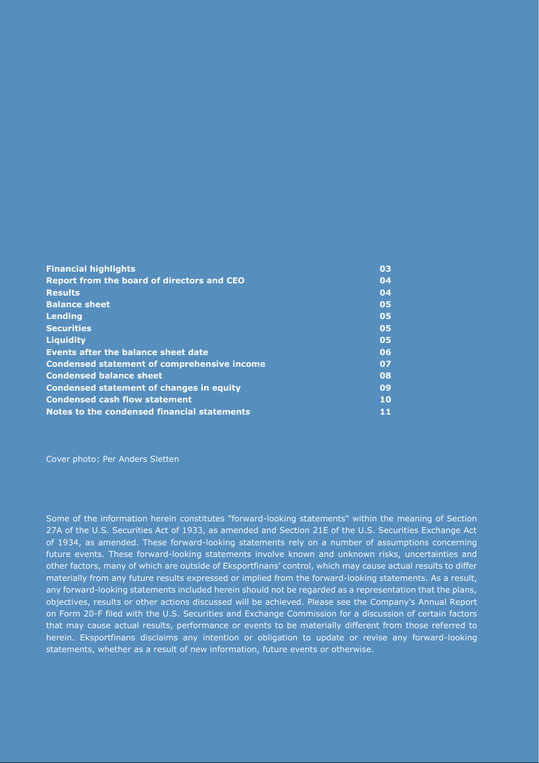| | |
|---|---|
| **Financial highlights** | **03** |
| **Report from the board of directors and CEO** | **04** |
| **Results** | **04** |
| **Balance sheet** | **05** |
| **Lending** | **05** |
| **Securities** | **05** |
| **Liquidity** | **05** |
| **Events after the balance sheet date** | **06** |
| **Condensed statement of comprehensive income** | **07** |
| **Condensed balance sheet** | **08** |
| **Condensed statement of changes in equity** | **09** |
| **Condensed cash flow statement** | **10** |
| **Notes to the condensed financial statements** | **11** |

Cover photo: Per Anders Sletten

Some of the information herein constitutes "forward-looking statements" within the meaning of Section 27A of the U.S. Securities Act of 1933, as amended and Section 21E of the U.S. Securities Exchange Act of 1934, as amended. These forward-looking statements rely on a number of assumptions concerning future events. These forward-looking statements involve known and unknown risks, uncertainties and other factors, many of which are outside of Eksportfinans' control, which may cause actual results to differ materially from any future results expressed or implied from the forward-looking statements. As a result, any forward-looking statements included herein should not be regarded as a representation that the plans, objectives, results or other actions discussed will be achieved. Please see the Company's Annual Report on Form 20-F filed with the U.S. Securities and Exchange Commission for a discussion of certain factors that may cause actual results, performance or events to be materially different from those referred to herein. Eksportfinans disclaims any intention or obligation to update or revise any forward-looking statements, whether as a result of new information, future events or otherwise.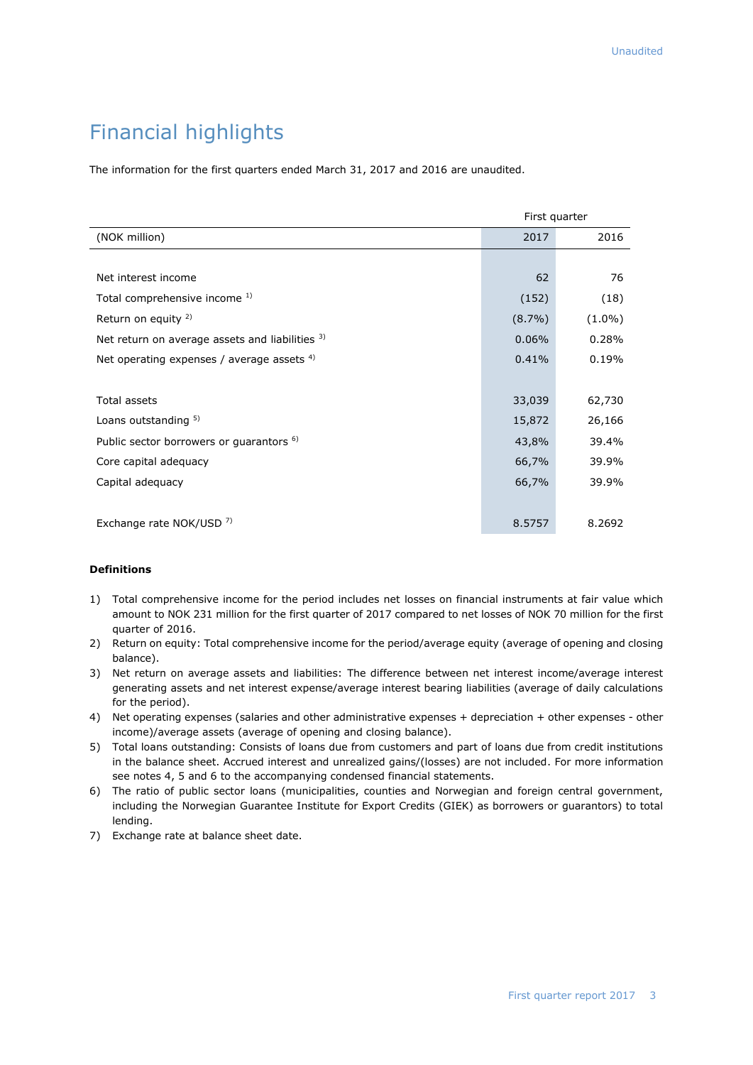# Financial highlights

The information for the first quarters ended March 31, 2017 and 2016 are unaudited.

| | First quarter | |
|---|---|---|
| (NOK million) | 2017 | 2016 |
| | | |
| Net interest income | 62 | 76 |
| Total comprehensive income [1)] | (152) | (18) |
| Return on equity [2)] | (8.7%) | (1.0%) |
| Net return on average assets and liabilities [3)] | 0.06% | 0.28% |
| Net operating expenses / average assets [4)] | 0.41% | 0.19% |
| | | |
| Total assets | 33,039 | 62,730 |
| Loans outstanding [5)] | 15,872 | 26,166 |
| Public sector borrowers or guarantors [6)] | 43,8% | 39.4% |
| Core capital adequacy | 66,7% | 39.9% |
| Capital adequacy | 66,7% | 39.9% |
| | | |
| Exchange rate NOK/USD [7)] | 8.5757 | 8.2692 |

**Definitions**

1) Total comprehensive income for the period includes net losses on financial instruments at fair value which amount to NOK 231 million for the first quarter of 2017 compared to net losses of NOK 70 million for the first quarter of 2016.
2) Return on equity: Total comprehensive income for the period/average equity (average of opening and closing balance).
3) Net return on average assets and liabilities: The difference between net interest income/average interest generating assets and net interest expense/average interest bearing liabilities (average of daily calculations for the period).
4) Net operating expenses (salaries and other administrative expenses + depreciation + other expenses - other income)/average assets (average of opening and closing balance).
5) Total loans outstanding: Consists of loans due from customers and part of loans due from credit institutions in the balance sheet. Accrued interest and unrealized gains/(losses) are not included. For more information see notes 4, 5 and 6 to the accompanying condensed financial statements.
6) The ratio of public sector loans (municipalities, counties and Norwegian and foreign central government, including the Norwegian Guarantee Institute for Export Credits (GIEK) as borrowers or guarantors) to total lending.
7) Exchange rate at balance sheet date.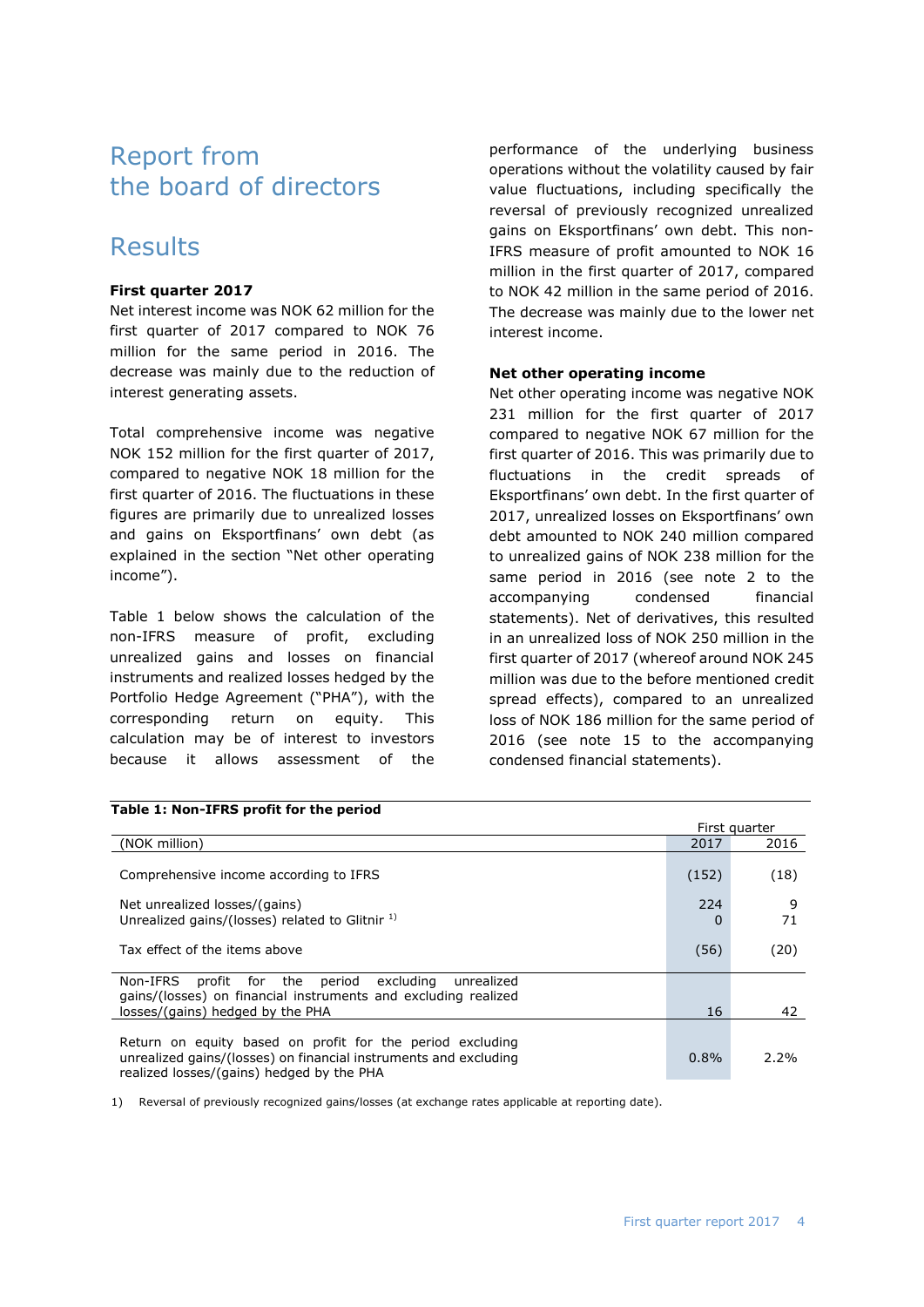# Report from the board of directors

## Results

**First quarter 2017**

Net interest income was NOK 62 million for the first quarter of 2017 compared to NOK 76 million for the same period in 2016. The decrease was mainly due to the reduction of interest generating assets.

Total comprehensive income was negative NOK 152 million for the first quarter of 2017, compared to negative NOK 18 million for the first quarter of 2016. The fluctuations in these figures are primarily due to unrealized losses and gains on Eksportfinans' own debt (as explained in the section "Net other operating income").

Table 1 below shows the calculation of the non-IFRS measure of profit, excluding unrealized gains and losses on financial instruments and realized losses hedged by the Portfolio Hedge Agreement ("PHA"), with the corresponding return on equity. This calculation may be of interest to investors because it allows assessment of the performance of the underlying business operations without the volatility caused by fair value fluctuations, including specifically the reversal of previously recognized unrealized gains on Eksportfinans' own debt. This non-IFRS measure of profit amounted to NOK 16 million in the first quarter of 2017, compared to NOK 42 million in the same period of 2016. The decrease was mainly due to the lower net interest income.

**Net other operating income**

Net other operating income was negative NOK 231 million for the first quarter of 2017 compared to negative NOK 67 million for the first quarter of 2016. This was primarily due to fluctuations in the credit spreads of Eksportfinans' own debt. In the first quarter of 2017, unrealized losses on Eksportfinans' own debt amounted to NOK 240 million compared to unrealized gains of NOK 238 million for the same period in 2016 (see note 2 to the accompanying condensed financial statements). Net of derivatives, this resulted in an unrealized loss of NOK 250 million in the first quarter of 2017 (whereof around NOK 245 million was due to the before mentioned credit spread effects), compared to an unrealized loss of NOK 186 million for the same period of 2016 (see note 15 to the accompanying condensed financial statements).

**Table 1: Non-IFRS profit for the period**

| | First quarter | |
|---|---|---|
| (NOK million) | 2017 | 2016 |
| Comprehensive income according to IFRS | (152) | (18) |
| Net unrealized losses/(gains) | 224 | 9 |
| Unrealized gains/(losses) related to Glitnir [1] | 0 | 71 |
| Tax effect of the items above | (56) | (20) |
| Non-IFRS profit for the period excluding unrealized gains/(losses) on financial instruments and excluding realized losses/(gains) hedged by the PHA | 16 | 42 |
| Return on equity based on profit for the period excluding unrealized gains/(losses) on financial instruments and excluding realized losses/(gains) hedged by the PHA | 0.8% | 2.2% |

1) Reversal of previously recognized gains/losses (at exchange rates applicable at reporting date).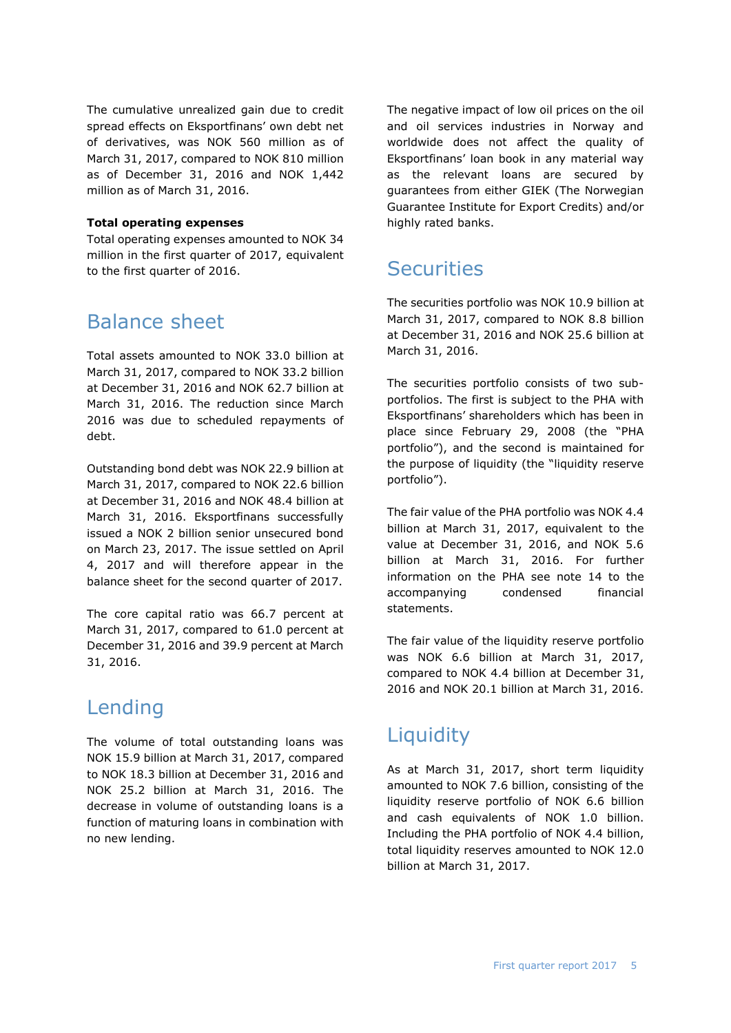The cumulative unrealized gain due to credit spread effects on Eksportfinans' own debt net of derivatives, was NOK 560 million as of March 31, 2017, compared to NOK 810 million as of December 31, 2016 and NOK 1,442 million as of March 31, 2016.

**Total operating expenses**

Total operating expenses amounted to NOK 34 million in the first quarter of 2017, equivalent to the first quarter of 2016.

## Balance sheet

Total assets amounted to NOK 33.0 billion at March 31, 2017, compared to NOK 33.2 billion at December 31, 2016 and NOK 62.7 billion at March 31, 2016. The reduction since March 2016 was due to scheduled repayments of debt.

Outstanding bond debt was NOK 22.9 billion at March 31, 2017, compared to NOK 22.6 billion at December 31, 2016 and NOK 48.4 billion at March 31, 2016. Eksportfinans successfully issued a NOK 2 billion senior unsecured bond on March 23, 2017. The issue settled on April 4, 2017 and will therefore appear in the balance sheet for the second quarter of 2017.

The core capital ratio was 66.7 percent at March 31, 2017, compared to 61.0 percent at December 31, 2016 and 39.9 percent at March 31, 2016.

## Lending

The volume of total outstanding loans was NOK 15.9 billion at March 31, 2017, compared to NOK 18.3 billion at December 31, 2016 and NOK 25.2 billion at March 31, 2016. The decrease in volume of outstanding loans is a function of maturing loans in combination with no new lending.

The negative impact of low oil prices on the oil and oil services industries in Norway and worldwide does not affect the quality of Eksportfinans' loan book in any material way as the relevant loans are secured by guarantees from either GIEK (The Norwegian Guarantee Institute for Export Credits) and/or highly rated banks.

## Securities

The securities portfolio was NOK 10.9 billion at March 31, 2017, compared to NOK 8.8 billion at December 31, 2016 and NOK 25.6 billion at March 31, 2016.

The securities portfolio consists of two sub-portfolios. The first is subject to the PHA with Eksportfinans' shareholders which has been in place since February 29, 2008 (the "PHA portfolio"), and the second is maintained for the purpose of liquidity (the "liquidity reserve portfolio").

The fair value of the PHA portfolio was NOK 4.4 billion at March 31, 2017, equivalent to the value at December 31, 2016, and NOK 5.6 billion at March 31, 2016. For further information on the PHA see note 14 to the accompanying condensed financial statements.

The fair value of the liquidity reserve portfolio was NOK 6.6 billion at March 31, 2017, compared to NOK 4.4 billion at December 31, 2016 and NOK 20.1 billion at March 31, 2016.

## Liquidity

As at March 31, 2017, short term liquidity amounted to NOK 7.6 billion, consisting of the liquidity reserve portfolio of NOK 6.6 billion and cash equivalents of NOK 1.0 billion. Including the PHA portfolio of NOK 4.4 billion, total liquidity reserves amounted to NOK 12.0 billion at March 31, 2017.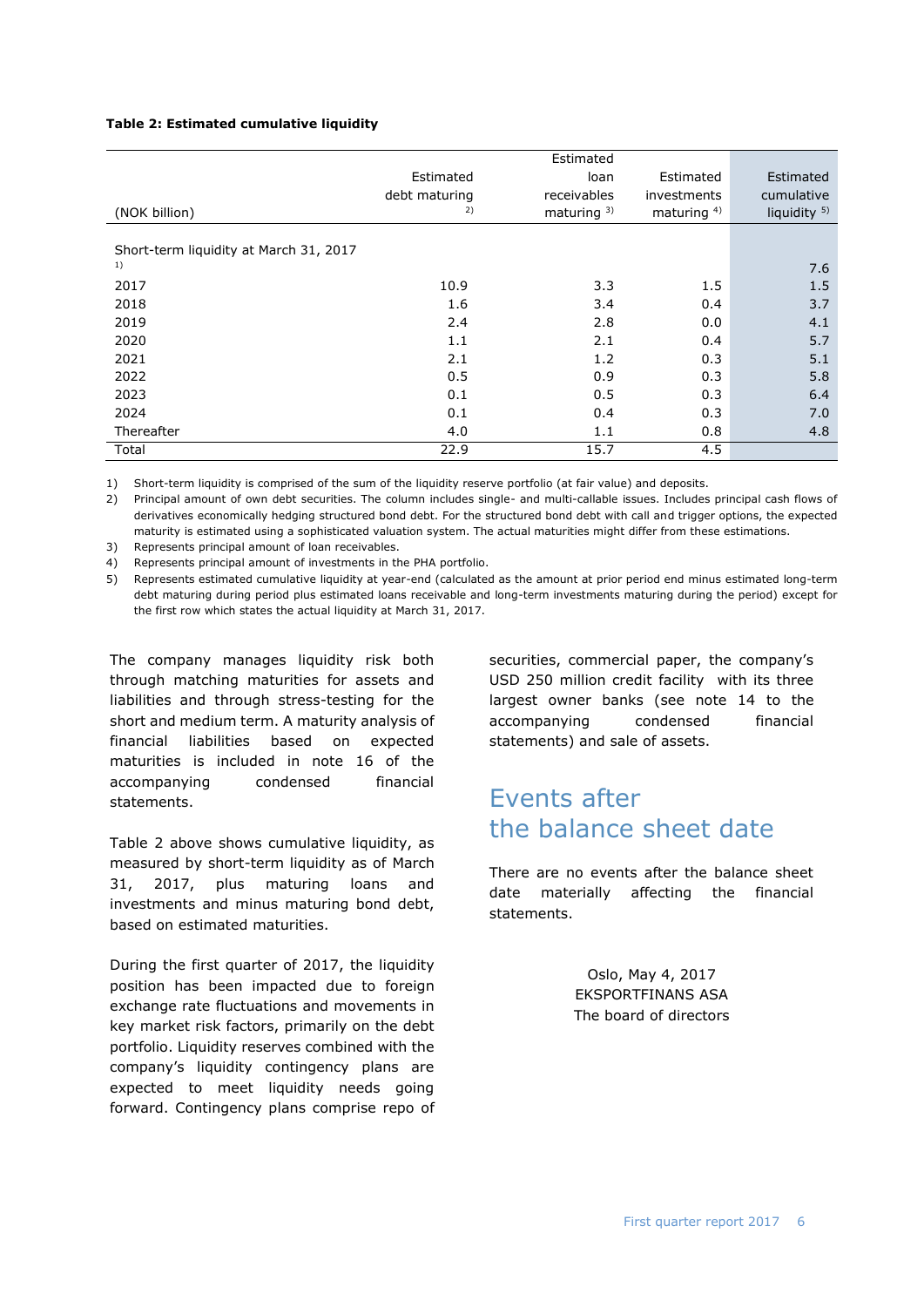**Table 2: Estimated cumulative liquidity**

| (NOK billion) | Estimated debt maturing [2] | Estimated loan receivables maturing [3] | Estimated investments maturing [4] | Estimated cumulative liquidity [5] |
|---|---|---|---|---|
| Short-term liquidity at March 31, 2017 [1] | | | | 7.6 |
| 2017 | 10.9 | 3.3 | 1.5 | 1.5 |
| 2018 | 1.6 | 3.4 | 0.4 | 3.7 |
| 2019 | 2.4 | 2.8 | 0.0 | 4.1 |
| 2020 | 1.1 | 2.1 | 0.4 | 5.7 |
| 2021 | 2.1 | 1.2 | 0.3 | 5.1 |
| 2022 | 0.5 | 0.9 | 0.3 | 5.8 |
| 2023 | 0.1 | 0.5 | 0.3 | 6.4 |
| 2024 | 0.1 | 0.4 | 0.3 | 7.0 |
| Thereafter | 4.0 | 1.1 | 0.8 | 4.8 |
| Total | 22.9 | 15.7 | 4.5 | |

1) Short-term liquidity is comprised of the sum of the liquidity reserve portfolio (at fair value) and deposits.

2) Principal amount of own debt securities. The column includes single- and multi-callable issues. Includes principal cash flows of derivatives economically hedging structured bond debt. For the structured bond debt with call and trigger options, the expected maturity is estimated using a sophisticated valuation system. The actual maturities might differ from these estimations.

3) Represents principal amount of loan receivables.

4) Represents principal amount of investments in the PHA portfolio.

5) Represents estimated cumulative liquidity at year-end (calculated as the amount at prior period end minus estimated long-term debt maturing during period plus estimated loans receivable and long-term investments maturing during the period) except for the first row which states the actual liquidity at March 31, 2017.

The company manages liquidity risk both through matching maturities for assets and liabilities and through stress-testing for the short and medium term. A maturity analysis of financial liabilities based on expected maturities is included in note 16 of the accompanying condensed financial statements.

Table 2 above shows cumulative liquidity, as measured by short-term liquidity as of March 31, 2017, plus maturing loans and investments and minus maturing bond debt, based on estimated maturities.

During the first quarter of 2017, the liquidity position has been impacted due to foreign exchange rate fluctuations and movements in key market risk factors, primarily on the debt portfolio. Liquidity reserves combined with the company's liquidity contingency plans are expected to meet liquidity needs going forward. Contingency plans comprise repo of securities, commercial paper, the company's USD 250 million credit facility with its three largest owner banks (see note 14 to the accompanying condensed financial statements) and sale of assets.

## Events after the balance sheet date

There are no events after the balance sheet date materially affecting the financial statements.

Oslo, May 4, 2017
EKSPORTFINANS ASA
The board of directors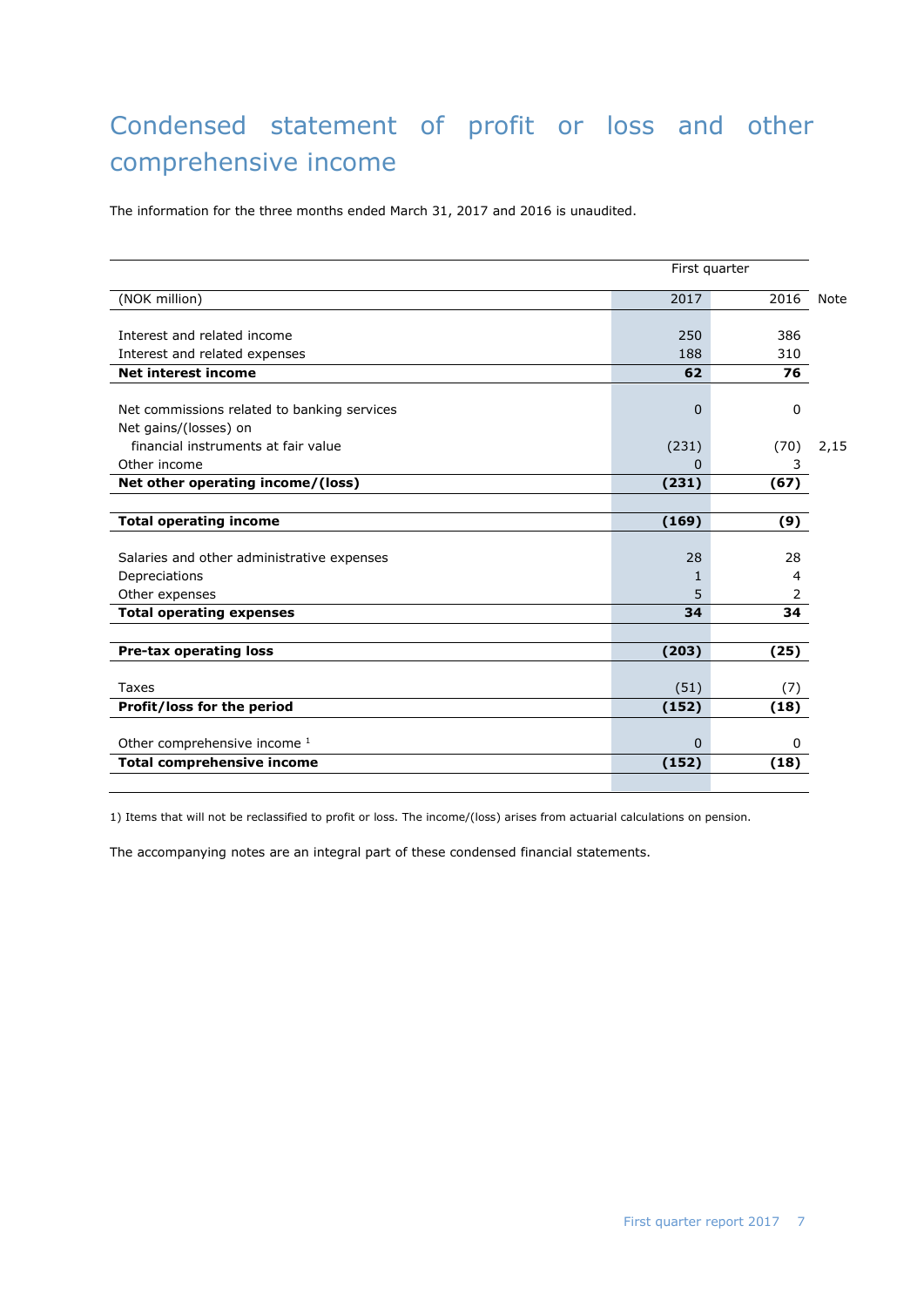# Condensed statement of profit or loss and other comprehensive income

The information for the three months ended March 31, 2017 and 2016 is unaudited.

| | First quarter | | |
|---|---|---|---|
| (NOK million) | 2017 | 2016 | Note |
| Interest and related income | 250 | 386 | |
| Interest and related expenses | 188 | 310 | |
| **Net interest income** | **62** | **76** | |
| Net commissions related to banking services | 0 | 0 | |
| Net gains/(losses) on financial instruments at fair value | (231) | (70) | 2,15 |
| Other income | 0 | 3 | |
| **Net other operating income/(loss)** | **(231)** | **(67)** | |
| **Total operating income** | **(169)** | **(9)** | |
| Salaries and other administrative expenses | 28 | 28 | |
| Depreciations | 1 | 4 | |
| Other expenses | 5 | 2 | |
| **Total operating expenses** | **34** | **34** | |
| **Pre-tax operating loss** | **(203)** | **(25)** | |
| Taxes | (51) | (7) | |
| **Profit/loss for the period** | **(152)** | **(18)** | |
| Other comprehensive income [1] | 0 | 0 | |
| **Total comprehensive income** | **(152)** | **(18)** | |

1) Items that will not be reclassified to profit or loss. The income/(loss) arises from actuarial calculations on pension.

The accompanying notes are an integral part of these condensed financial statements.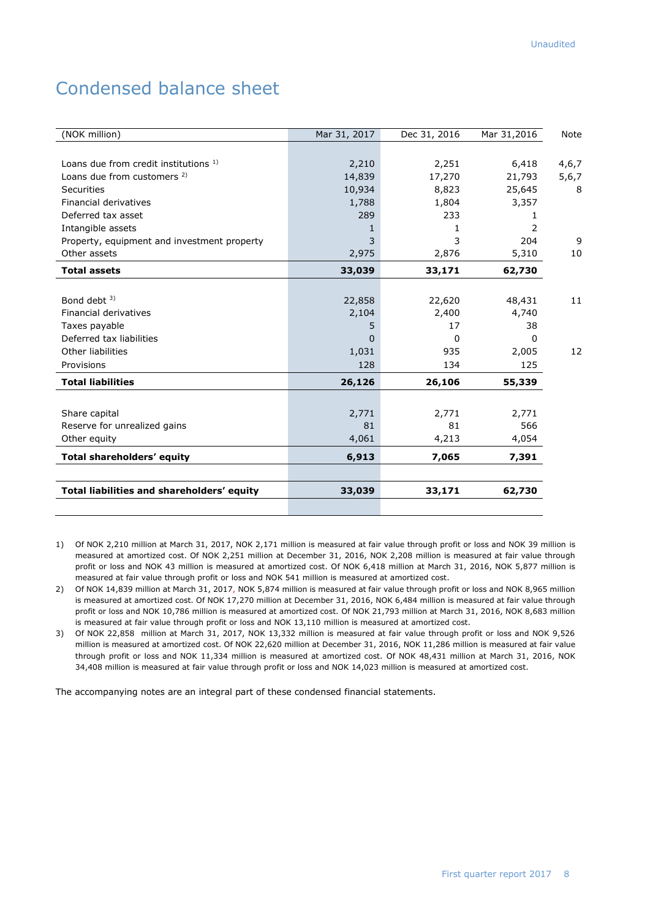Unaudited

# Condensed balance sheet

| (NOK million) | Mar 31, 2017 | Dec 31, 2016 | Mar 31,2016 | Note |
|---|---|---|---|---|
| Loans due from credit institutions [1] | 2,210 | 2,251 | 6,418 | 4,6,7 |
| Loans due from customers [2] | 14,839 | 17,270 | 21,793 | 5,6,7 |
| Securities | 10,934 | 8,823 | 25,645 | 8 |
| Financial derivatives | 1,788 | 1,804 | 3,357 | |
| Deferred tax asset | 289 | 233 | 1 | |
| Intangible assets | 1 | 1 | 2 | |
| Property, equipment and investment property | 3 | 3 | 204 | 9 |
| Other assets | 2,975 | 2,876 | 5,310 | 10 |
| **Total assets** | **33,039** | **33,171** | **62,730** | |
| | | | | |
| Bond debt [3] | 22,858 | 22,620 | 48,431 | 11 |
| Financial derivatives | 2,104 | 2,400 | 4,740 | |
| Taxes payable | 5 | 17 | 38 | |
| Deferred tax liabilities | 0 | 0 | 0 | |
| Other liabilities | 1,031 | 935 | 2,005 | 12 |
| Provisions | 128 | 134 | 125 | |
| **Total liabilities** | **26,126** | **26,106** | **55,339** | |
| | | | | |
| Share capital | 2,771 | 2,771 | 2,771 | |
| Reserve for unrealized gains | 81 | 81 | 566 | |
| Other equity | 4,061 | 4,213 | 4,054 | |
| **Total shareholders' equity** | **6,913** | **7,065** | **7,391** | |
| | | | | |
| **Total liabilities and shareholders' equity** | **33,039** | **33,171** | **62,730** | |

1) Of NOK 2,210 million at March 31, 2017, NOK 2,171 million is measured at fair value through profit or loss and NOK 39 million is measured at amortized cost. Of NOK 2,251 million at December 31, 2016, NOK 2,208 million is measured at fair value through profit or loss and NOK 43 million is measured at amortized cost. Of NOK 6,418 million at March 31, 2016, NOK 5,877 million is measured at fair value through profit or loss and NOK 541 million is measured at amortized cost.

2) Of NOK 14,839 million at March 31, 2017, NOK 5,874 million is measured at fair value through profit or loss and NOK 8,965 million is measured at amortized cost. Of NOK 17,270 million at December 31, 2016, NOK 6,484 million is measured at fair value through profit or loss and NOK 10,786 million is measured at amortized cost. Of NOK 21,793 million at March 31, 2016, NOK 8,683 million is measured at fair value through profit or loss and NOK 13,110 million is measured at amortized cost.

3) Of NOK 22,858 million at March 31, 2017, NOK 13,332 million is measured at fair value through profit or loss and NOK 9,526 million is measured at amortized cost. Of NOK 22,620 million at December 31, 2016, NOK 11,286 million is measured at fair value through profit or loss and NOK 11,334 million is measured at amortized cost. Of NOK 48,431 million at March 31, 2016, NOK 34,408 million is measured at fair value through profit or loss and NOK 14,023 million is measured at amortized cost.

The accompanying notes are an integral part of these condensed financial statements.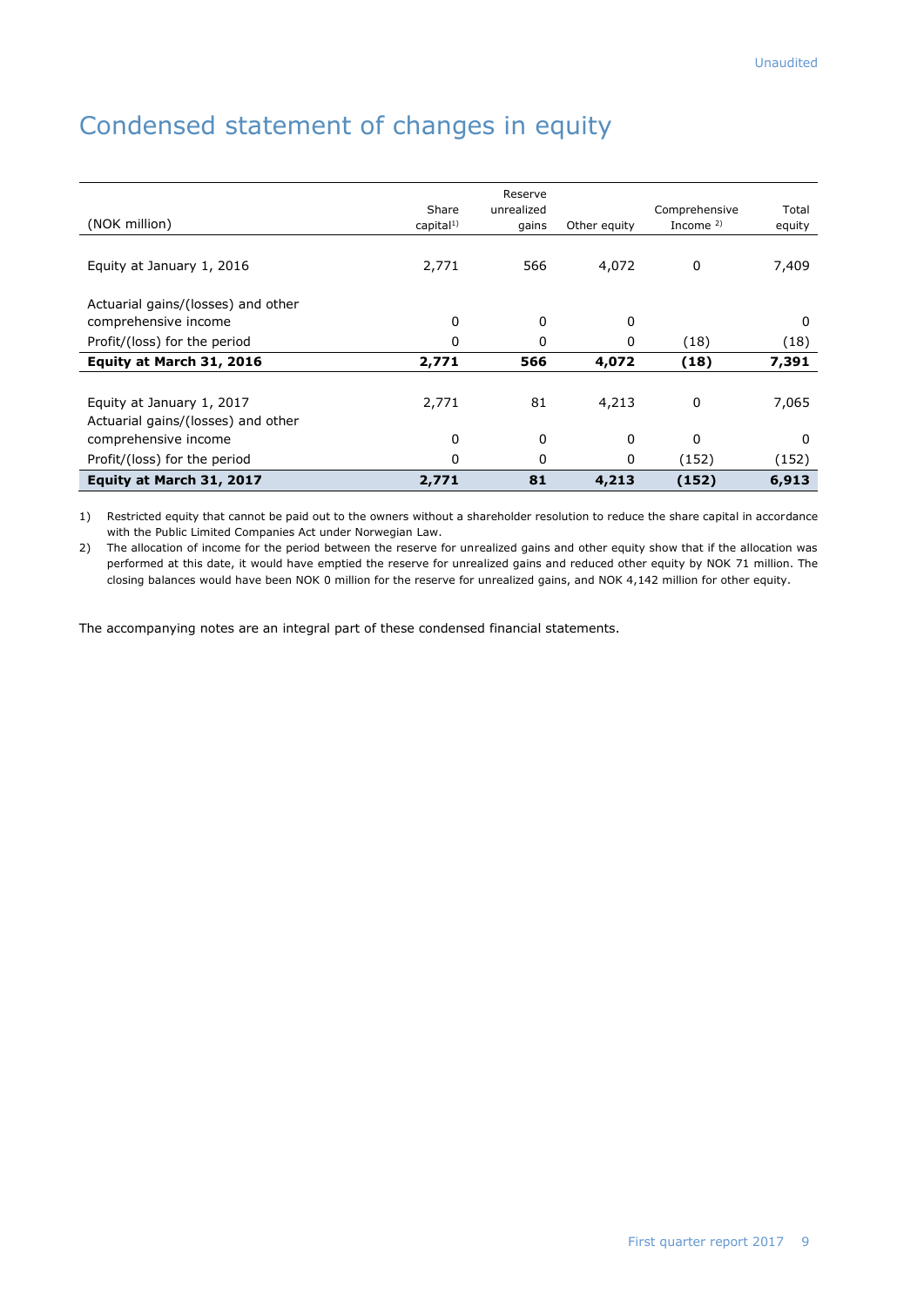Unaudited

# Condensed statement of changes in equity

| (NOK million) | Share capital[1)] | Reserve unrealized gains | Other equity | Comprehensive Income [2)] | Total equity |
|---|---|---|---|---|---|
| Equity at January 1, 2016 | 2,771 | 566 | 4,072 | 0 | 7,409 |
| Actuarial gains/(losses) and other comprehensive income | 0 | 0 | 0 | | 0 |
| Profit/(loss) for the period | 0 | 0 | 0 | (18) | (18) |
| **Equity at March 31, 2016** | **2,771** | **566** | **4,072** | **(18)** | **7,391** |
| Equity at January 1, 2017 | 2,771 | 81 | 4,213 | 0 | 7,065 |
| Actuarial gains/(losses) and other comprehensive income | 0 | 0 | 0 | 0 | 0 |
| Profit/(loss) for the period | 0 | 0 | 0 | (152) | (152) |
| **Equity at March 31, 2017** | **2,771** | **81** | **4,213** | **(152)** | **6,913** |

1) Restricted equity that cannot be paid out to the owners without a shareholder resolution to reduce the share capital in accordance with the Public Limited Companies Act under Norwegian Law.

2) The allocation of income for the period between the reserve for unrealized gains and other equity show that if the allocation was performed at this date, it would have emptied the reserve for unrealized gains and reduced other equity by NOK 71 million. The closing balances would have been NOK 0 million for the reserve for unrealized gains, and NOK 4,142 million for other equity.

The accompanying notes are an integral part of these condensed financial statements.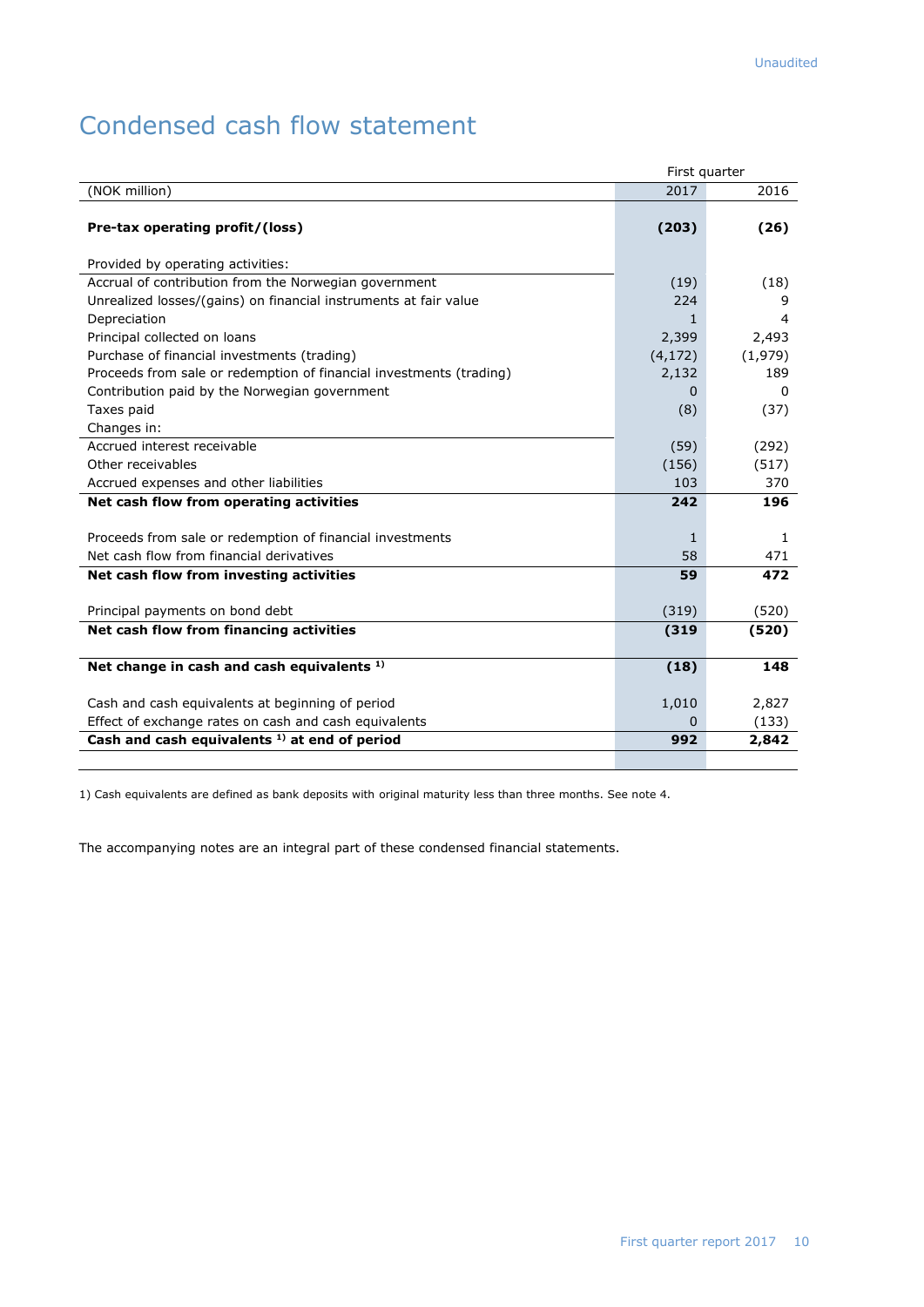# Condensed cash flow statement

| (NOK million) | First quarter 2017 | First quarter 2016 |
|---|---|---|
| **Pre-tax operating profit/(loss)** | **(203)** | **(26)** |
| Provided by operating activities: | | |
| Accrual of contribution from the Norwegian government | (19) | (18) |
| Unrealized losses/(gains) on financial instruments at fair value | 224 | 9 |
| Depreciation | 1 | 4 |
| Principal collected on loans | 2,399 | 2,493 |
| Purchase of financial investments (trading) | (4,172) | (1,979) |
| Proceeds from sale or redemption of financial investments (trading) | 2,132 | 189 |
| Contribution paid by the Norwegian government | 0 | 0 |
| Taxes paid | (8) | (37) |
| Changes in: | | |
| Accrued interest receivable | (59) | (292) |
| Other receivables | (156) | (517) |
| Accrued expenses and other liabilities | 103 | 370 |
| **Net cash flow from operating activities** | **242** | **196** |
| Proceeds from sale or redemption of financial investments | 1 | 1 |
| Net cash flow from financial derivatives | 58 | 471 |
| **Net cash flow from investing activities** | **59** | **472** |
| Principal payments on bond debt | (319) | (520) |
| **Net cash flow from financing activities** | **(319** | **(520)** |
| **Net change in cash and cash equivalents [1]** | **(18)** | **148** |
| Cash and cash equivalents at beginning of period | 1,010 | 2,827 |
| Effect of exchange rates on cash and cash equivalents | 0 | (133) |
| **Cash and cash equivalents [1] at end of period** | **992** | **2,842** |

1) Cash equivalents are defined as bank deposits with original maturity less than three months. See note 4.

The accompanying notes are an integral part of these condensed financial statements.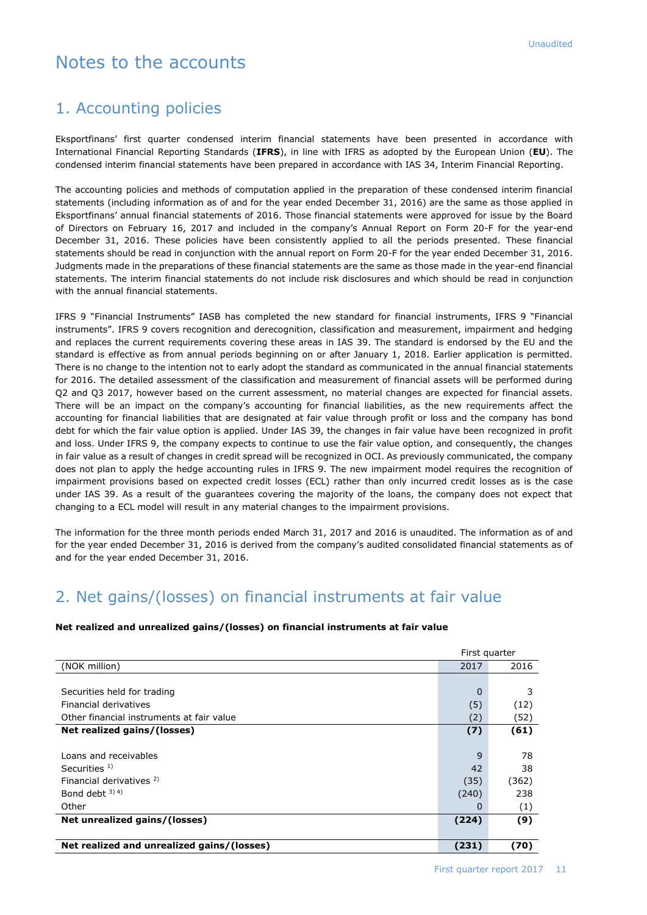# Notes to the accounts

## 1. Accounting policies

Eksportfinans' first quarter condensed interim financial statements have been presented in accordance with International Financial Reporting Standards (**IFRS**), in line with IFRS as adopted by the European Union (**EU**). The condensed interim financial statements have been prepared in accordance with IAS 34, Interim Financial Reporting.

The accounting policies and methods of computation applied in the preparation of these condensed interim financial statements (including information as of and for the year ended December 31, 2016) are the same as those applied in Eksportfinans' annual financial statements of 2016. Those financial statements were approved for issue by the Board of Directors on February 16, 2017 and included in the company's Annual Report on Form 20-F for the year-end December 31, 2016. These policies have been consistently applied to all the periods presented. These financial statements should be read in conjunction with the annual report on Form 20-F for the year ended December 31, 2016. Judgments made in the preparations of these financial statements are the same as those made in the year-end financial statements. The interim financial statements do not include risk disclosures and which should be read in conjunction with the annual financial statements.

IFRS 9 "Financial Instruments" IASB has completed the new standard for financial instruments, IFRS 9 "Financial instruments". IFRS 9 covers recognition and derecognition, classification and measurement, impairment and hedging and replaces the current requirements covering these areas in IAS 39. The standard is endorsed by the EU and the standard is effective as from annual periods beginning on or after January 1, 2018. Earlier application is permitted. There is no change to the intention not to early adopt the standard as communicated in the annual financial statements for 2016. The detailed assessment of the classification and measurement of financial assets will be performed during Q2 and Q3 2017, however based on the current assessment, no material changes are expected for financial assets. There will be an impact on the company's accounting for financial liabilities, as the new requirements affect the accounting for financial liabilities that are designated at fair value through profit or loss and the company has bond debt for which the fair value option is applied. Under IAS 39, the changes in fair value have been recognized in profit and loss. Under IFRS 9, the company expects to continue to use the fair value option, and consequently, the changes in fair value as a result of changes in credit spread will be recognized in OCI. As previously communicated, the company does not plan to apply the hedge accounting rules in IFRS 9. The new impairment model requires the recognition of impairment provisions based on expected credit losses (ECL) rather than only incurred credit losses as is the case under IAS 39. As a result of the guarantees covering the majority of the loans, the company does not expect that changing to a ECL model will result in any material changes to the impairment provisions.

The information for the three month periods ended March 31, 2017 and 2016 is unaudited. The information as of and for the year ended December 31, 2016 is derived from the company's audited consolidated financial statements as of and for the year ended December 31, 2016.

## 2. Net gains/(losses) on financial instruments at fair value

**Net realized and unrealized gains/(losses) on financial instruments at fair value**

| | First quarter | |
|---|---|---|
| (NOK million) | 2017 | 2016 |
| | | |
| Securities held for trading | 0 | 3 |
| Financial derivatives | (5) | (12) |
| Other financial instruments at fair value | (2) | (52) |
| **Net realized gains/(losses)** | **(7)** | **(61)** |
| | | |
| Loans and receivables | 9 | 78 |
| Securities [1] | 42 | 38 |
| Financial derivatives [2] | (35) | (362) |
| Bond debt [3] [4] | (240) | 238 |
| Other | 0 | (1) |
| **Net unrealized gains/(losses)** | **(224)** | **(9)** |
| | | |
| **Net realized and unrealized gains/(losses)** | **(231)** | **(70)** |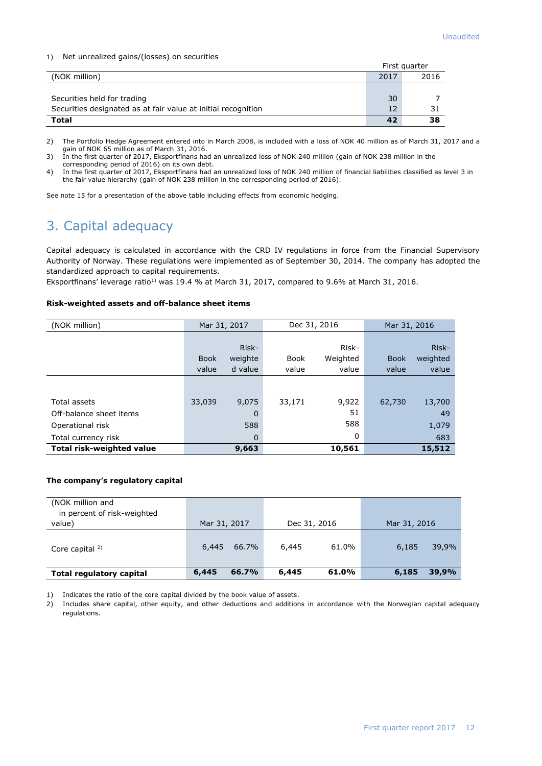Unaudited

1) Net unrealized gains/(losses) on securities

| (NOK million) | First quarter 2017 | First quarter 2016 |
|---|---|---|
| Securities held for trading | 30 | 7 |
| Securities designated as at fair value at initial recognition | 12 | 31 |
| **Total** | **42** | **38** |

2) The Portfolio Hedge Agreement entered into in March 2008, is included with a loss of NOK 40 million as of March 31, 2017 and a gain of NOK 65 million as of March 31, 2016.
3) In the first quarter of 2017, Eksportfinans had an unrealized loss of NOK 240 million (gain of NOK 238 million in the corresponding period of 2016) on its own debt.
4) In the first quarter of 2017, Eksportfinans had an unrealized loss of NOK 240 million of financial liabilities classified as level 3 in the fair value hierarchy (gain of NOK 238 million in the corresponding period of 2016).

See note 15 for a presentation of the above table including effects from economic hedging.

# 3. Capital adequacy

Capital adequacy is calculated in accordance with the CRD IV regulations in force from the Financial Supervisory Authority of Norway. These regulations were implemented as of September 30, 2014. The company has adopted the standardized approach to capital requirements.
Eksportfinans' leverage ratio[1] was 19.4 % at March 31, 2017, compared to 9.6% at March 31, 2016.

**Risk-weighted assets and off-balance sheet items**

| (NOK million) | Mar 31, 2017 | | Dec 31, 2016 | | Mar 31, 2016 | |
|---|---|---|---|---|---|---|
| | Book value | Risk-weighted value | Book value | Risk-Weighted value | Book value | Risk-weighted value |
| Total assets | 33,039 | 9,075 | 33,171 | 9,922 | 62,730 | 13,700 |
| Off-balance sheet items | | 0 | | 51 | | 49 |
| Operational risk | | 588 | | 588 | | 1,079 |
| Total currency risk | | 0 | | 0 | | 683 |
| **Total risk-weighted value** | | **9,663** | | **10,561** | | **15,512** |

**The company's regulatory capital**

| (NOK million and in percent of risk-weighted value) | Mar 31, 2017 | | Dec 31, 2016 | | Mar 31, 2016 | |
|---|---|---|---|---|---|---|
| Core capital [2] | 6,445 | 66.7% | 6,445 | 61.0% | 6,185 | 39,9% |
| **Total regulatory capital** | **6,445** | **66.7%** | **6,445** | **61.0%** | **6,185** | **39,9%** |

1) Indicates the ratio of the core capital divided by the book value of assets.
2) Includes share capital, other equity, and other deductions and additions in accordance with the Norwegian capital adequacy regulations.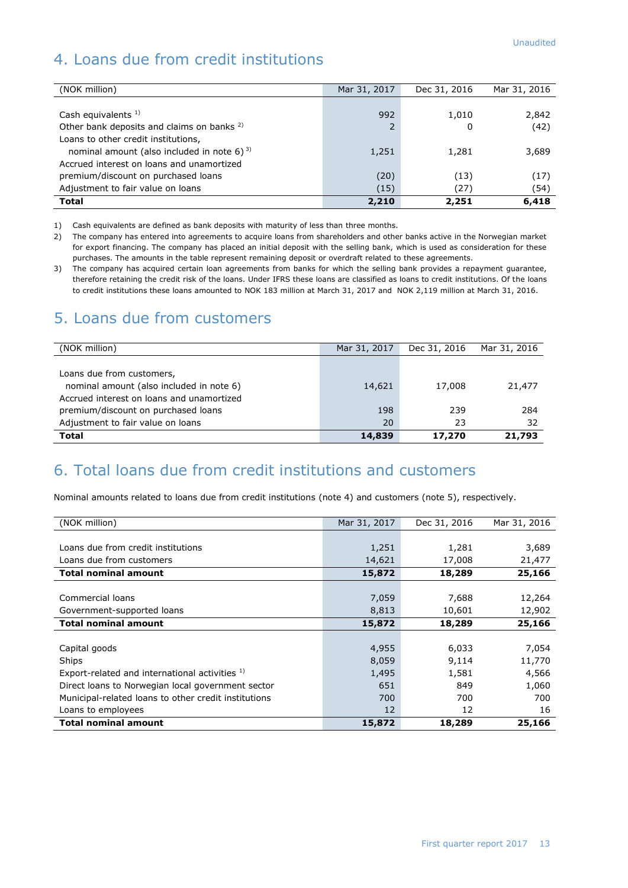Unaudited

## 4. Loans due from credit institutions

| (NOK million) | Mar 31, 2017 | Dec 31, 2016 | Mar 31, 2016 |
|---|---|---|---|
| Cash equivalents [1] | 992 | 1,010 | 2,842 |
| Other bank deposits and claims on banks [2] | 2 | 0 | (42) |
| Loans to other credit institutions, nominal amount (also included in note 6) [3] | 1,251 | 1,281 | 3,689 |
| Accrued interest on loans and unamortized premium/discount on purchased loans | (20) | (13) | (17) |
| Adjustment to fair value on loans | (15) | (27) | (54) |
| **Total** | **2,210** | **2,251** | **6,418** |

1) Cash equivalents are defined as bank deposits with maturity of less than three months.

2) The company has entered into agreements to acquire loans from shareholders and other banks active in the Norwegian market for export financing. The company has placed an initial deposit with the selling bank, which is used as consideration for these purchases. The amounts in the table represent remaining deposit or overdraft related to these agreements.

3) The company has acquired certain loan agreements from banks for which the selling bank provides a repayment guarantee, therefore retaining the credit risk of the loans. Under IFRS these loans are classified as loans to credit institutions. Of the loans to credit institutions these loans amounted to NOK 183 million at March 31, 2017 and NOK 2,119 million at March 31, 2016.

## 5. Loans due from customers

| (NOK million) | Mar 31, 2017 | Dec 31, 2016 | Mar 31, 2016 |
|---|---|---|---|
| Loans due from customers, nominal amount (also included in note 6) | 14,621 | 17,008 | 21,477 |
| Accrued interest on loans and unamortized premium/discount on purchased loans | 198 | 239 | 284 |
| Adjustment to fair value on loans | 20 | 23 | 32 |
| **Total** | **14,839** | **17,270** | **21,793** |

## 6. Total loans due from credit institutions and customers

Nominal amounts related to loans due from credit institutions (note 4) and customers (note 5), respectively.

| (NOK million) | Mar 31, 2017 | Dec 31, 2016 | Mar 31, 2016 |
|---|---|---|---|
| Loans due from credit institutions | 1,251 | 1,281 | 3,689 |
| Loans due from customers | 14,621 | 17,008 | 21,477 |
| **Total nominal amount** | **15,872** | **18,289** | **25,166** |
| | | | |
| Commercial loans | 7,059 | 7,688 | 12,264 |
| Government-supported loans | 8,813 | 10,601 | 12,902 |
| **Total nominal amount** | **15,872** | **18,289** | **25,166** |
| | | | |
| Capital goods | 4,955 | 6,033 | 7,054 |
| Ships | 8,059 | 9,114 | 11,770 |
| Export-related and international activities [1] | 1,495 | 1,581 | 4,566 |
| Direct loans to Norwegian local government sector | 651 | 849 | 1,060 |
| Municipal-related loans to other credit institutions | 700 | 700 | 700 |
| Loans to employees | 12 | 12 | 16 |
| **Total nominal amount** | **15,872** | **18,289** | **25,166** |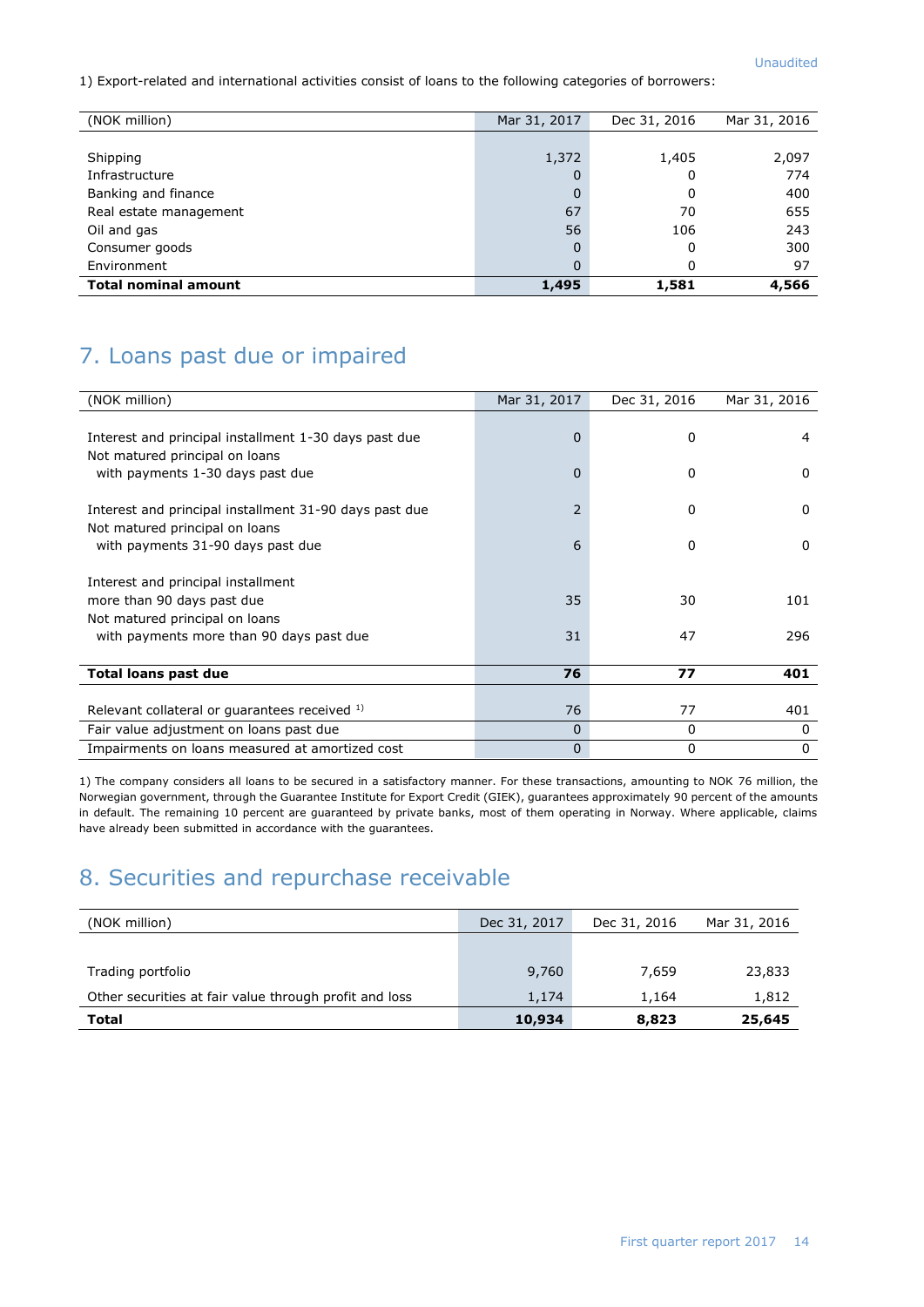Unaudited

1) Export-related and international activities consist of loans to the following categories of borrowers:

| (NOK million) | Mar 31, 2017 | Dec 31, 2016 | Mar 31, 2016 |
|---|---|---|---|
| Shipping | 1,372 | 1,405 | 2,097 |
| Infrastructure | 0 | 0 | 774 |
| Banking and finance | 0 | 0 | 400 |
| Real estate management | 67 | 70 | 655 |
| Oil and gas | 56 | 106 | 243 |
| Consumer goods | 0 | 0 | 300 |
| Environment | 0 | 0 | 97 |
| **Total nominal amount** | **1,495** | **1,581** | **4,566** |

## 7. Loans past due or impaired

| (NOK million) | Mar 31, 2017 | Dec 31, 2016 | Mar 31, 2016 |
|---|---|---|---|
| Interest and principal installment 1-30 days past due | 0 | 0 | 4 |
| Not matured principal on loans with payments 1-30 days past due | 0 | 0 | 0 |
| Interest and principal installment 31-90 days past due | 2 | 0 | 0 |
| Not matured principal on loans with payments 31-90 days past due | 6 | 0 | 0 |
| Interest and principal installment more than 90 days past due | 35 | 30 | 101 |
| Not matured principal on loans with payments more than 90 days past due | 31 | 47 | 296 |
| **Total loans past due** | **76** | **77** | **401** |
| Relevant collateral or guarantees received [1] | 76 | 77 | 401 |
| Fair value adjustment on loans past due | 0 | 0 | 0 |
| Impairments on loans measured at amortized cost | 0 | 0 | 0 |

1) The company considers all loans to be secured in a satisfactory manner. For these transactions, amounting to NOK 76 million, the Norwegian government, through the Guarantee Institute for Export Credit (GIEK), guarantees approximately 90 percent of the amounts in default. The remaining 10 percent are guaranteed by private banks, most of them operating in Norway. Where applicable, claims have already been submitted in accordance with the guarantees.

## 8. Securities and repurchase receivable

| (NOK million) | Dec 31, 2017 | Dec 31, 2016 | Mar 31, 2016 |
|---|---|---|---|
| Trading portfolio | 9,760 | 7,659 | 23,833 |
| Other securities at fair value through profit and loss | 1,174 | 1,164 | 1,812 |
| **Total** | **10,934** | **8,823** | **25,645** |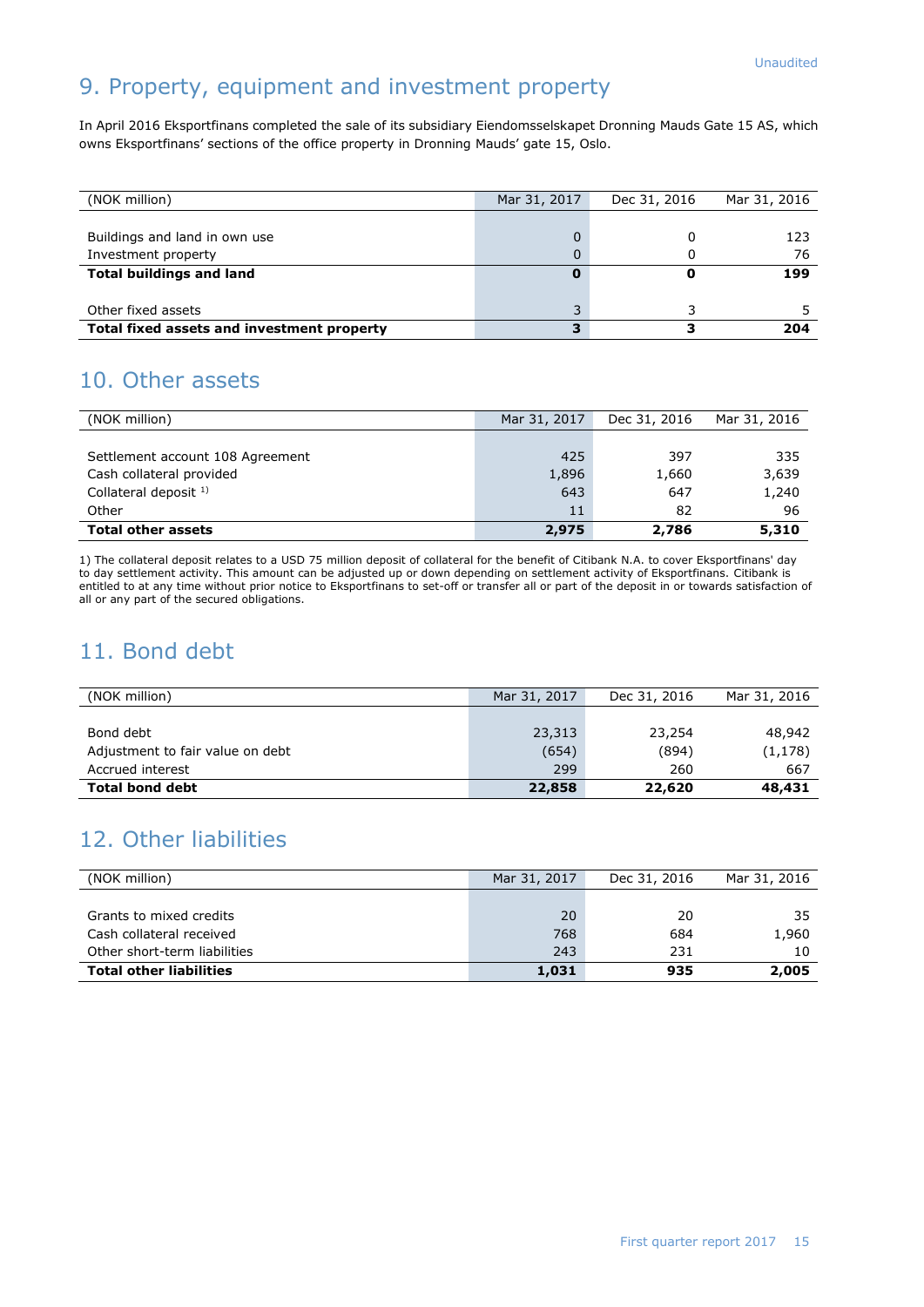Unaudited

# 9. Property, equipment and investment property

In April 2016 Eksportfinans completed the sale of its subsidiary Eiendomsselskapet Dronning Mauds Gate 15 AS, which owns Eksportfinans' sections of the office property in Dronning Mauds' gate 15, Oslo.

| (NOK million) | Mar 31, 2017 | Dec 31, 2016 | Mar 31, 2016 |
|---|---|---|---|
| Buildings and land in own use | 0 | 0 | 123 |
| Investment property | 0 | 0 | 76 |
| **Total buildings and land** | **0** | **0** | **199** |
| Other fixed assets | 3 | 3 | 5 |
| **Total fixed assets and investment property** | **3** | **3** | **204** |

# 10. Other assets

| (NOK million) | Mar 31, 2017 | Dec 31, 2016 | Mar 31, 2016 |
|---|---|---|---|
| Settlement account 108 Agreement | 425 | 397 | 335 |
| Cash collateral provided | 1,896 | 1,660 | 3,639 |
| Collateral deposit [1] | 643 | 647 | 1,240 |
| Other | 11 | 82 | 96 |
| **Total other assets** | **2,975** | **2,786** | **5,310** |

1) The collateral deposit relates to a USD 75 million deposit of collateral for the benefit of Citibank N.A. to cover Eksportfinans' day to day settlement activity. This amount can be adjusted up or down depending on settlement activity of Eksportfinans. Citibank is entitled to at any time without prior notice to Eksportfinans to set-off or transfer all or part of the deposit in or towards satisfaction of all or any part of the secured obligations.

# 11. Bond debt

| (NOK million) | Mar 31, 2017 | Dec 31, 2016 | Mar 31, 2016 |
|---|---|---|---|
| Bond debt | 23,313 | 23,254 | 48,942 |
| Adjustment to fair value on debt | (654) | (894) | (1,178) |
| Accrued interest | 299 | 260 | 667 |
| **Total bond debt** | **22,858** | **22,620** | **48,431** |

# 12. Other liabilities

| (NOK million) | Mar 31, 2017 | Dec 31, 2016 | Mar 31, 2016 |
|---|---|---|---|
| Grants to mixed credits | 20 | 20 | 35 |
| Cash collateral received | 768 | 684 | 1,960 |
| Other short-term liabilities | 243 | 231 | 10 |
| **Total other liabilities** | **1,031** | **935** | **2,005** |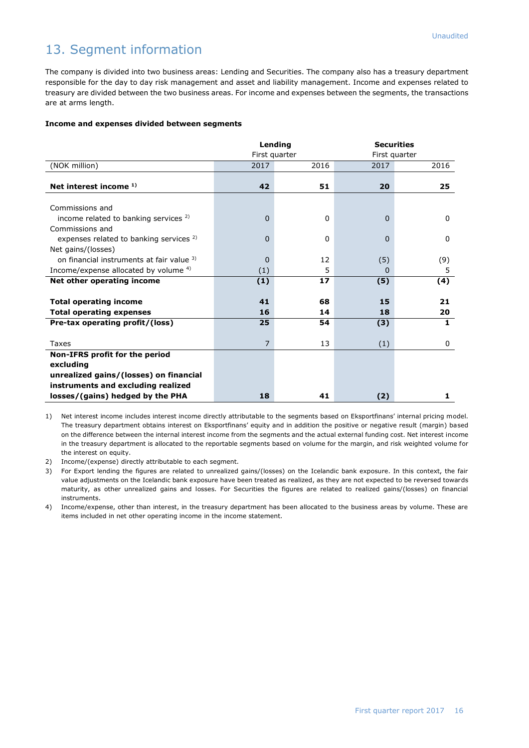Unaudited

# 13. Segment information

The company is divided into two business areas: Lending and Securities. The company also has a treasury department responsible for the day to day risk management and asset and liability management. Income and expenses related to treasury are divided between the two business areas. For income and expenses between the segments, the transactions are at arms length.

**Income and expenses divided between segments**

| | **Lending** First quarter | | **Securities** First quarter | |
|---|---|---|---|---|
| (NOK million) | 2017 | 2016 | 2017 | 2016 |
| **Net interest income [1)]** | **42** | **51** | **20** | **25** |
| Commissions and income related to banking services [2)] | 0 | 0 | 0 | 0 |
| Commissions and expenses related to banking services [2)] | 0 | 0 | 0 | 0 |
| Net gains/(losses) on financial instruments at fair value [3)] | 0 | 12 | (5) | (9) |
| Income/expense allocated by volume [4)] | (1) | 5 | 0 | 5 |
| **Net other operating income** | **(1)** | **17** | **(5)** | **(4)** |
| **Total operating income** | **41** | **68** | **15** | **21** |
| **Total operating expenses** | **16** | **14** | **18** | **20** |
| **Pre-tax operating profit/(loss)** | **25** | **54** | **(3)** | **1** |
| Taxes | 7 | 13 | (1) | 0 |
| **Non-IFRS profit for the period excluding unrealized gains/(losses) on financial instruments and excluding realized losses/(gains) hedged by the PHA** | **18** | **41** | **(2)** | **1** |

1) Net interest income includes interest income directly attributable to the segments based on Eksportfinans' internal pricing model. The treasury department obtains interest on Eksportfinans' equity and in addition the positive or negative result (margin) based on the difference between the internal interest income from the segments and the actual external funding cost. Net interest income in the treasury department is allocated to the reportable segments based on volume for the margin, and risk weighted volume for the interest on equity.

2) Income/(expense) directly attributable to each segment.

3) For Export lending the figures are related to unrealized gains/(losses) on the Icelandic bank exposure. In this context, the fair value adjustments on the Icelandic bank exposure have been treated as realized, as they are not expected to be reversed towards maturity, as other unrealized gains and losses. For Securities the figures are related to realized gains/(losses) on financial instruments.

4) Income/expense, other than interest, in the treasury department has been allocated to the business areas by volume. These are items included in net other operating income in the income statement.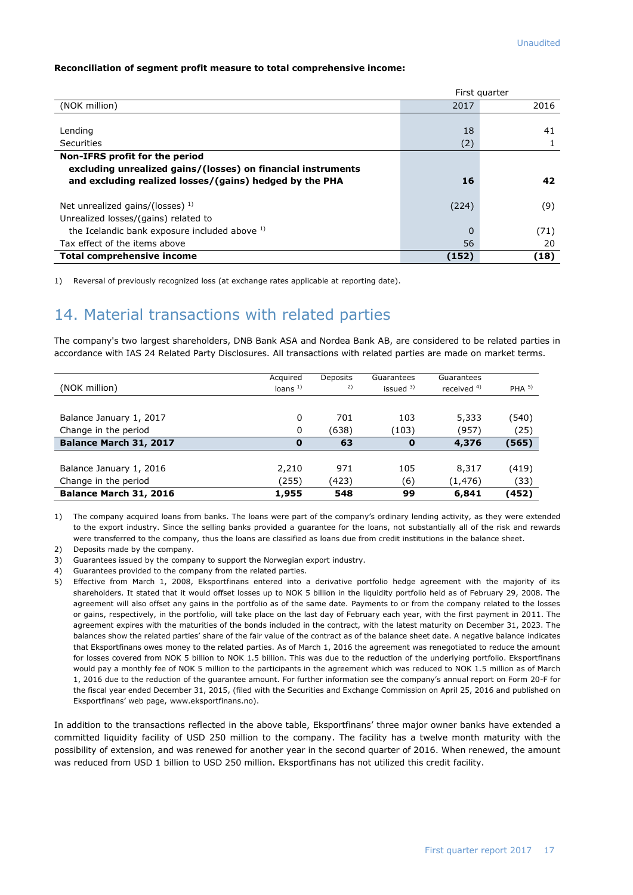Unaudited

**Reconciliation of segment profit measure to total comprehensive income:**

| (NOK million) | First quarter 2017 | 2016 |
|---|---|---|
| Lending | 18 | 41 |
| Securities | (2) | 1 |
| **Non-IFRS profit for the period excluding unrealized gains/(losses) on financial instruments and excluding realized losses/(gains) hedged by the PHA** | **16** | **42** |
| Net unrealized gains/(losses) [1] | (224) | (9) |
| Unrealized losses/(gains) related to the Icelandic bank exposure included above [1] | 0 | (71) |
| Tax effect of the items above | 56 | 20 |
| **Total comprehensive income** | **(152)** | **(18)** |

1) Reversal of previously recognized loss (at exchange rates applicable at reporting date).

## 14. Material transactions with related parties

The company's two largest shareholders, DNB Bank ASA and Nordea Bank AB, are considered to be related parties in accordance with IAS 24 Related Party Disclosures. All transactions with related parties are made on market terms.

| (NOK million) | Acquired loans [1] | Deposits [2] | Guarantees issued [3] | Guarantees received [4] | PHA [5] |
|---|---|---|---|---|---|
| Balance January 1, 2017 | 0 | 701 | 103 | 5,333 | (540) |
| Change in the period | 0 | (638) | (103) | (957) | (25) |
| **Balance March 31, 2017** | **0** | **63** | **0** | **4,376** | **(565)** |
| Balance January 1, 2016 | 2,210 | 971 | 105 | 8,317 | (419) |
| Change in the period | (255) | (423) | (6) | (1,476) | (33) |
| **Balance March 31, 2016** | **1,955** | **548** | **99** | **6,841** | **(452)** |

1) The company acquired loans from banks. The loans were part of the company's ordinary lending activity, as they were extended to the export industry. Since the selling banks provided a guarantee for the loans, not substantially all of the risk and rewards were transferred to the company, thus the loans are classified as loans due from credit institutions in the balance sheet.

2) Deposits made by the company.

3) Guarantees issued by the company to support the Norwegian export industry.

4) Guarantees provided to the company from the related parties.

5) Effective from March 1, 2008, Eksportfinans entered into a derivative portfolio hedge agreement with the majority of its shareholders. It stated that it would offset losses up to NOK 5 billion in the liquidity portfolio held as of February 29, 2008. The agreement will also offset any gains in the portfolio as of the same date. Payments to or from the company related to the losses or gains, respectively, in the portfolio, will take place on the last day of February each year, with the first payment in 2011. The agreement expires with the maturities of the bonds included in the contract, with the latest maturity on December 31, 2023. The balances show the related parties' share of the fair value of the contract as of the balance sheet date. A negative balance indicates that Eksportfinans owes money to the related parties. As of March 1, 2016 the agreement was renegotiated to reduce the amount for losses covered from NOK 5 billion to NOK 1.5 billion. This was due to the reduction of the underlying portfolio. Eksportfinans would pay a monthly fee of NOK 5 million to the participants in the agreement which was reduced to NOK 1.5 million as of March 1, 2016 due to the reduction of the guarantee amount. For further information see the company's annual report on Form 20-F for the fiscal year ended December 31, 2015, (filed with the Securities and Exchange Commission on April 25, 2016 and published on Eksportfinans' web page, www.eksportfinans.no).

In addition to the transactions reflected in the above table, Eksportfinans' three major owner banks have extended a committed liquidity facility of USD 250 million to the company. The facility has a twelve month maturity with the possibility of extension, and was renewed for another year in the second quarter of 2016. When renewed, the amount was reduced from USD 1 billion to USD 250 million. Eksportfinans has not utilized this credit facility.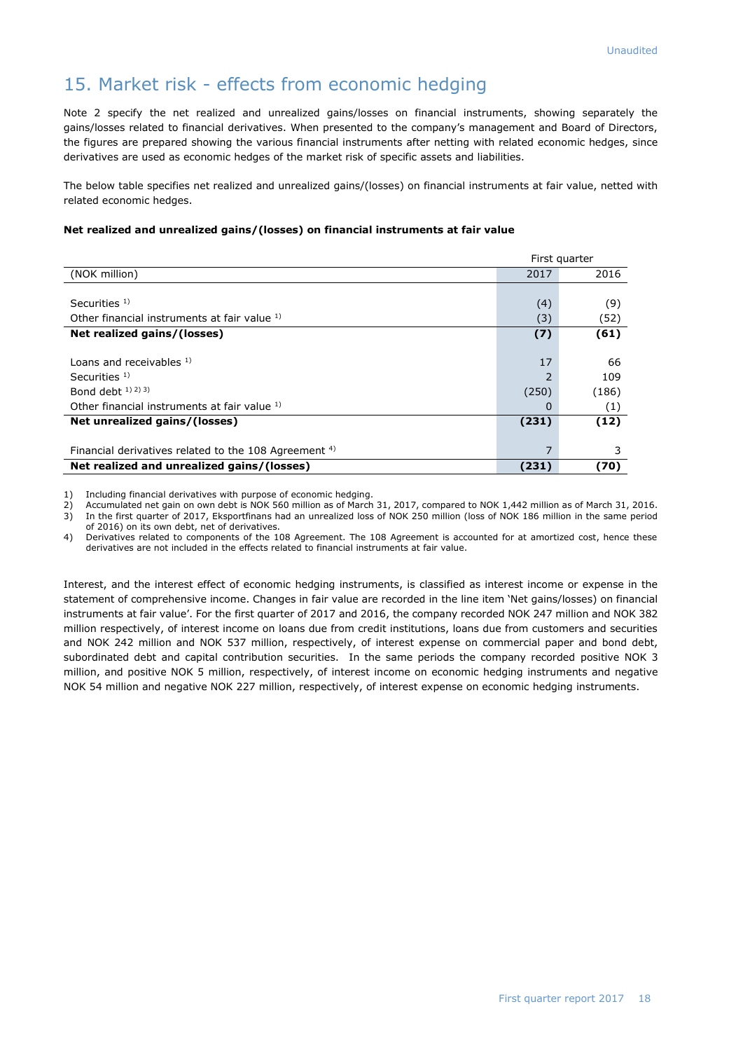## 15. Market risk - effects from economic hedging

Note 2 specify the net realized and unrealized gains/losses on financial instruments, showing separately the gains/losses related to financial derivatives. When presented to the company's management and Board of Directors, the figures are prepared showing the various financial instruments after netting with related economic hedges, since derivatives are used as economic hedges of the market risk of specific assets and liabilities.

The below table specifies net realized and unrealized gains/(losses) on financial instruments at fair value, netted with related economic hedges.

**Net realized and unrealized gains/(losses) on financial instruments at fair value**

| | First quarter | |
|---|---|---|
| (NOK million) | 2017 | 2016 |
| | | |
| Securities [1] | (4) | (9) |
| Other financial instruments at fair value [1] | (3) | (52) |
| **Net realized gains/(losses)** | **(7)** | **(61)** |
| | | |
| Loans and receivables [1] | 17 | 66 |
| Securities [1] | 2 | 109 |
| Bond debt [1] [2] [3] | (250) | (186) |
| Other financial instruments at fair value [1] | 0 | (1) |
| **Net unrealized gains/(losses)** | **(231)** | **(12)** |
| | | |
| Financial derivatives related to the 108 Agreement [4] | 7 | 3 |
| **Net realized and unrealized gains/(losses)** | **(231)** | **(70)** |

1) Including financial derivatives with purpose of economic hedging.
2) Accumulated net gain on own debt is NOK 560 million as of March 31, 2017, compared to NOK 1,442 million as of March 31, 2016.
3) In the first quarter of 2017, Eksportfinans had an unrealized loss of NOK 250 million (loss of NOK 186 million in the same period of 2016) on its own debt, net of derivatives.
4) Derivatives related to components of the 108 Agreement. The 108 Agreement is accounted for at amortized cost, hence these derivatives are not included in the effects related to financial instruments at fair value.

Interest, and the interest effect of economic hedging instruments, is classified as interest income or expense in the statement of comprehensive income. Changes in fair value are recorded in the line item 'Net gains/losses) on financial instruments at fair value'. For the first quarter of 2017 and 2016, the company recorded NOK 247 million and NOK 382 million respectively, of interest income on loans due from credit institutions, loans due from customers and securities and NOK 242 million and NOK 537 million, respectively, of interest expense on commercial paper and bond debt, subordinated debt and capital contribution securities. In the same periods the company recorded positive NOK 3 million, and positive NOK 5 million, respectively, of interest income on economic hedging instruments and negative NOK 54 million and negative NOK 227 million, respectively, of interest expense on economic hedging instruments.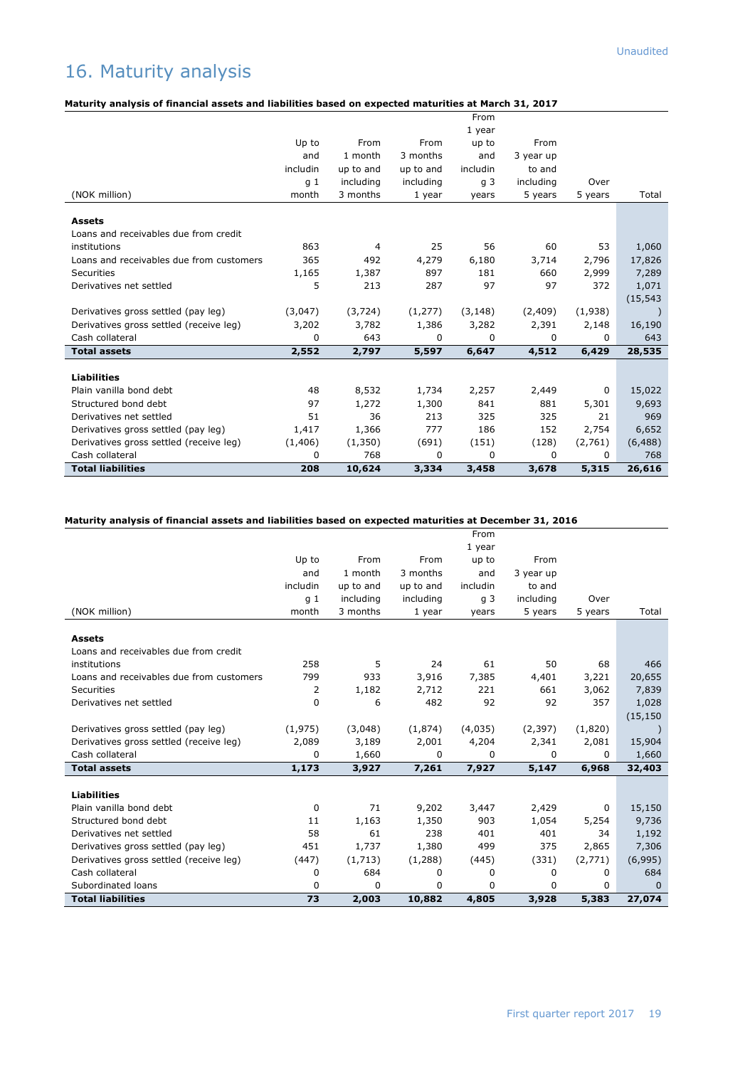Unaudited

# 16. Maturity analysis

**Maturity analysis of financial assets and liabilities based on expected maturities at March 31, 2017**

| (NOK million) | Up to and including 1 month | From 1 month up to and including 3 months | From 3 months up to and including 1 year | From 1 year up to and including 3 years | From 3 year up to and including 5 years | Over 5 years | Total |
|---|---|---|---|---|---|---|---|
| **Assets** | | | | | | | |
| Loans and receivables due from credit institutions | 863 | 4 | 25 | 56 | 60 | 53 | 1,060 |
| Loans and receivables due from customers | 365 | 492 | 4,279 | 6,180 | 3,714 | 2,796 | 17,826 |
| Securities | 1,165 | 1,387 | 897 | 181 | 660 | 2,999 | 7,289 |
| Derivatives net settled | 5 | 213 | 287 | 97 | 97 | 372 | 1,071 |
| Derivatives gross settled (pay leg) | (3,047) | (3,724) | (1,277) | (3,148) | (2,409) | (1,938) | (15,543) |
| Derivatives gross settled (receive leg) | 3,202 | 3,782 | 1,386 | 3,282 | 2,391 | 2,148 | 16,190 |
| Cash collateral | 0 | 643 | 0 | 0 | 0 | 0 | 643 |
| **Total assets** | **2,552** | **2,797** | **5,597** | **6,647** | **4,512** | **6,429** | **28,535** |
| **Liabilities** | | | | | | | |
| Plain vanilla bond debt | 48 | 8,532 | 1,734 | 2,257 | 2,449 | 0 | 15,022 |
| Structured bond debt | 97 | 1,272 | 1,300 | 841 | 881 | 5,301 | 9,693 |
| Derivatives net settled | 51 | 36 | 213 | 325 | 325 | 21 | 969 |
| Derivatives gross settled (pay leg) | 1,417 | 1,366 | 777 | 186 | 152 | 2,754 | 6,652 |
| Derivatives gross settled (receive leg) | (1,406) | (1,350) | (691) | (151) | (128) | (2,761) | (6,488) |
| Cash collateral | 0 | 768 | 0 | 0 | 0 | 0 | 768 |
| **Total liabilities** | **208** | **10,624** | **3,334** | **3,458** | **3,678** | **5,315** | **26,616** |

**Maturity analysis of financial assets and liabilities based on expected maturities at December 31, 2016**

| (NOK million) | Up to and including 1 month | From 1 month up to and including 3 months | From 3 months up to and including 1 year | From 1 year up to and including 3 years | From 3 year up to and including 5 years | Over 5 years | Total |
|---|---|---|---|---|---|---|---|
| **Assets** | | | | | | | |
| Loans and receivables due from credit institutions | 258 | 5 | 24 | 61 | 50 | 68 | 466 |
| Loans and receivables due from customers | 799 | 933 | 3,916 | 7,385 | 4,401 | 3,221 | 20,655 |
| Securities | 2 | 1,182 | 2,712 | 221 | 661 | 3,062 | 7,839 |
| Derivatives net settled | 0 | 6 | 482 | 92 | 92 | 357 | 1,028 |
| Derivatives gross settled (pay leg) | (1,975) | (3,048) | (1,874) | (4,035) | (2,397) | (1,820) | (15,150) |
| Derivatives gross settled (receive leg) | 2,089 | 3,189 | 2,001 | 4,204 | 2,341 | 2,081 | 15,904 |
| Cash collateral | 0 | 1,660 | 0 | 0 | 0 | 0 | 1,660 |
| **Total assets** | **1,173** | **3,927** | **7,261** | **7,927** | **5,147** | **6,968** | **32,403** |
| **Liabilities** | | | | | | | |
| Plain vanilla bond debt | 0 | 71 | 9,202 | 3,447 | 2,429 | 0 | 15,150 |
| Structured bond debt | 11 | 1,163 | 1,350 | 903 | 1,054 | 5,254 | 9,736 |
| Derivatives net settled | 58 | 61 | 238 | 401 | 401 | 34 | 1,192 |
| Derivatives gross settled (pay leg) | 451 | 1,737 | 1,380 | 499 | 375 | 2,865 | 7,306 |
| Derivatives gross settled (receive leg) | (447) | (1,713) | (1,288) | (445) | (331) | (2,771) | (6,995) |
| Cash collateral | 0 | 684 | 0 | 0 | 0 | 0 | 684 |
| Subordinated loans | 0 | 0 | 0 | 0 | 0 | 0 | 0 |
| **Total liabilities** | **73** | **2,003** | **10,882** | **4,805** | **3,928** | **5,383** | **27,074** |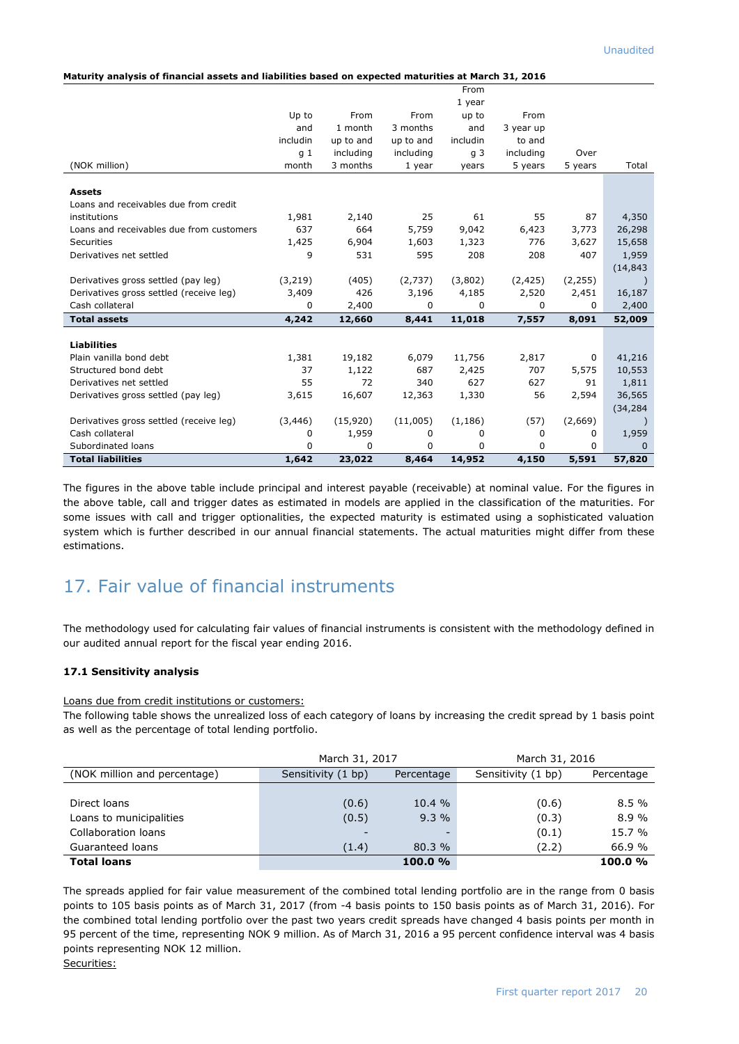Unaudited

**Maturity analysis of financial assets and liabilities based on expected maturities at March 31, 2016**

| (NOK million) | Up to and including 1 month | From 1 month up to and including 3 months | From 3 months up to and including 1 year | From 1 year up to and including 3 years | From 3 year up to and including 5 years | Over 5 years | Total |
|---|---|---|---|---|---|---|---|
| **Assets** | | | | | | | |
| Loans and receivables due from credit institutions | 1,981 | 2,140 | 25 | 61 | 55 | 87 | 4,350 |
| Loans and receivables due from customers | 637 | 664 | 5,759 | 9,042 | 6,423 | 3,773 | 26,298 |
| Securities | 1,425 | 6,904 | 1,603 | 1,323 | 776 | 3,627 | 15,658 |
| Derivatives net settled | 9 | 531 | 595 | 208 | 208 | 407 | 1,959 |
| Derivatives gross settled (pay leg) | (3,219) | (405) | (2,737) | (3,802) | (2,425) | (2,255) | (14,843) |
| Derivatives gross settled (receive leg) | 3,409 | 426 | 3,196 | 4,185 | 2,520 | 2,451 | 16,187 |
| Cash collateral | 0 | 2,400 | 0 | 0 | 0 | 0 | 2,400 |
| **Total assets** | **4,242** | **12,660** | **8,441** | **11,018** | **7,557** | **8,091** | **52,009** |
| **Liabilities** | | | | | | | |
| Plain vanilla bond debt | 1,381 | 19,182 | 6,079 | 11,756 | 2,817 | 0 | 41,216 |
| Structured bond debt | 37 | 1,122 | 687 | 2,425 | 707 | 5,575 | 10,553 |
| Derivatives net settled | 55 | 72 | 340 | 627 | 627 | 91 | 1,811 |
| Derivatives gross settled (pay leg) | 3,615 | 16,607 | 12,363 | 1,330 | 56 | 2,594 | 36,565 |
| Derivatives gross settled (receive leg) | (3,446) | (15,920) | (11,005) | (1,186) | (57) | (2,669) | (34,284) |
| Cash collateral | 0 | 1,959 | 0 | 0 | 0 | 0 | 1,959 |
| Subordinated loans | 0 | 0 | 0 | 0 | 0 | 0 | 0 |
| **Total liabilities** | **1,642** | **23,022** | **8,464** | **14,952** | **4,150** | **5,591** | **57,820** |

The figures in the above table include principal and interest payable (receivable) at nominal value. For the figures in the above table, call and trigger dates as estimated in models are applied in the classification of the maturities. For some issues with call and trigger optionalities, the expected maturity is estimated using a sophisticated valuation system which is further described in our annual financial statements. The actual maturities might differ from these estimations.

# 17. Fair value of financial instruments

The methodology used for calculating fair values of financial instruments is consistent with the methodology defined in our audited annual report for the fiscal year ending 2016.

### 17.1 Sensitivity analysis

Loans due from credit institutions or customers:

The following table shows the unrealized loss of each category of loans by increasing the credit spread by 1 basis point as well as the percentage of total lending portfolio.

| | March 31, 2017 | | March 31, 2016 | |
|---|---|---|---|---|
| (NOK million and percentage) | Sensitivity (1 bp) | Percentage | Sensitivity (1 bp) | Percentage |
| Direct loans | (0.6) | 10.4 % | (0.6) | 8.5 % |
| Loans to municipalities | (0.5) | 9.3 % | (0.3) | 8.9 % |
| Collaboration loans | - | - | (0.1) | 15.7 % |
| Guaranteed loans | (1.4) | 80.3 % | (2.2) | 66.9 % |
| **Total loans** | | **100.0 %** | | **100.0 %** |

The spreads applied for fair value measurement of the combined total lending portfolio are in the range from 0 basis points to 105 basis points as of March 31, 2017 (from -4 basis points to 150 basis points as of March 31, 2016). For the combined total lending portfolio over the past two years credit spreads have changed 4 basis points per month in 95 percent of the time, representing NOK 9 million. As of March 31, 2016 a 95 percent confidence interval was 4 basis points representing NOK 12 million.

Securities: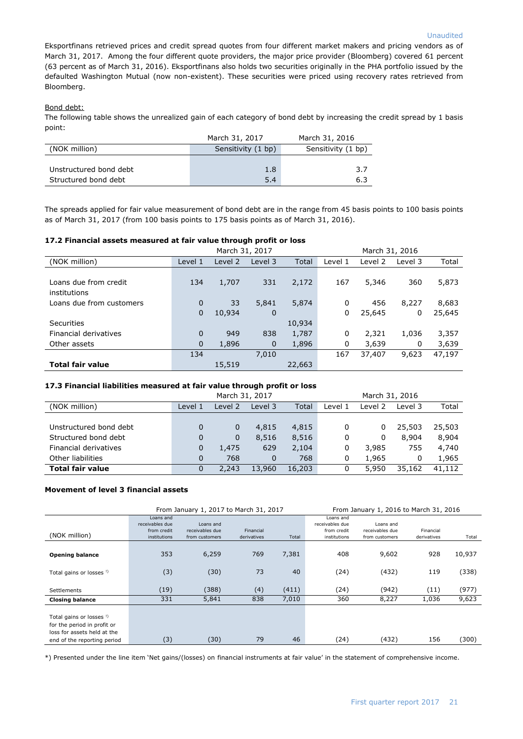Unaudited

Eksportfinans retrieved prices and credit spread quotes from four different market makers and pricing vendors as of March 31, 2017. Among the four different quote providers, the major price provider (Bloomberg) covered 61 percent (63 percent as of March 31, 2016). Eksportfinans also holds two securities originally in the PHA portfolio issued by the defaulted Washington Mutual (now non-existent). These securities were priced using recovery rates retrieved from Bloomberg.

Bond debt:

The following table shows the unrealized gain of each category of bond debt by increasing the credit spread by 1 basis point:

| | March 31, 2017 | March 31, 2016 |
|---|---|---|
| (NOK million) | Sensitivity (1 bp) | Sensitivity (1 bp) |
| Unstructured bond debt | 1.8 | 3.7 |
| Structured bond debt | 5.4 | 6.3 |

The spreads applied for fair value measurement of bond debt are in the range from 45 basis points to 100 basis points as of March 31, 2017 (from 100 basis points to 175 basis points as of March 31, 2016).

### 17.2 Financial assets measured at fair value through profit or loss

| | March 31, 2017 | | | | March 31, 2016 | | | |
|---|---|---|---|---|---|---|---|---|
| (NOK million) | Level 1 | Level 2 | Level 3 | Total | Level 1 | Level 2 | Level 3 | Total |
| Loans due from credit institutions | 134 | 1,707 | 331 | 2,172 | 167 | 5,346 | 360 | 5,873 |
| Loans due from customers | 0 | 33 | 5,841 | 5,874 | 0 | 456 | 8,227 | 8,683 |
| Securities | 0 | 10,934 | 0 | 10,934 | 0 | 25,645 | 0 | 25,645 |
| Financial derivatives | 0 | 949 | 838 | 1,787 | 0 | 2,321 | 1,036 | 3,357 |
| Other assets | 0 | 1,896 | 0 | 1,896 | 0 | 3,639 | 0 | 3,639 |
| **Total fair value** | 134 | 15,519 | 7,010 | 22,663 | 167 | 37,407 | 9,623 | 47,197 |

### 17.3 Financial liabilities measured at fair value through profit or loss

| | March 31, 2017 | | | | March 31, 2016 | | | |
|---|---|---|---|---|---|---|---|---|
| (NOK million) | Level 1 | Level 2 | Level 3 | Total | Level 1 | Level 2 | Level 3 | Total |
| Unstructured bond debt | 0 | 0 | 4,815 | 4,815 | 0 | 0 | 25,503 | 25,503 |
| Structured bond debt | 0 | 0 | 8,516 | 8,516 | 0 | 0 | 8,904 | 8,904 |
| Financial derivatives | 0 | 1,475 | 629 | 2,104 | 0 | 3,985 | 755 | 4,740 |
| Other liabilities | 0 | 768 | 0 | 768 | 0 | 1,965 | 0 | 1,965 |
| **Total fair value** | 0 | 2,243 | 13,960 | 16,203 | 0 | 5,950 | 35,162 | 41,112 |

**Movement of level 3 financial assets**

| | From January 1, 2017 to March 31, 2017 | | | | From January 1, 2016 to March 31, 2016 | | | |
|---|---|---|---|---|---|---|---|---|
| (NOK million) | Loans and receivables due from credit institutions | Loans and receivables due from customers | Financial derivatives | Total | Loans and receivables due from credit institutions | Loans and receivables due from customers | Financial derivatives | Total |
| **Opening balance** | 353 | 6,259 | 769 | 7,381 | 408 | 9,602 | 928 | 10,937 |
| Total gains or losses *) | (3) | (30) | 73 | 40 | (24) | (432) | 119 | (338) |
| Settlements | (19) | (388) | (4) | (411) | (24) | (942) | (11) | (977) |
| **Closing balance** | 331 | 5,841 | 838 | 7,010 | 360 | 8,227 | 1,036 | 9,623 |
| Total gains or losses *) for the period in profit or loss for assets held at the end of the reporting period | (3) | (30) | 79 | 46 | (24) | (432) | 156 | (300) |

*) Presented under the line item 'Net gains/(losses) on financial instruments at fair value' in the statement of comprehensive income.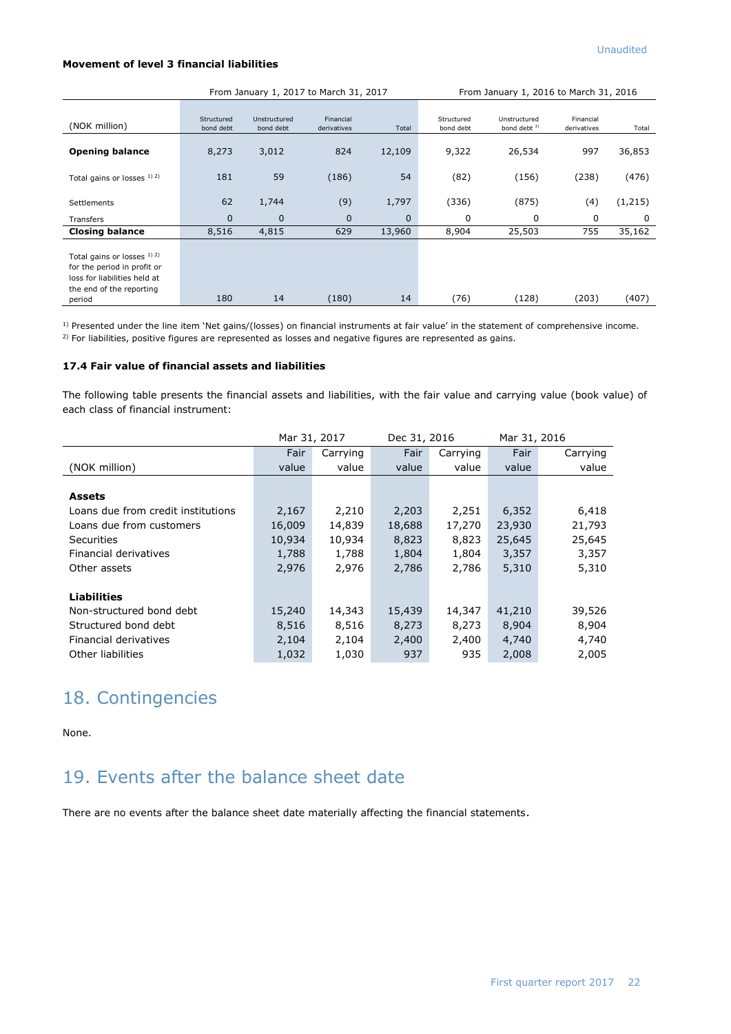Unaudited

**Movement of level 3 financial liabilities**

| | From January 1, 2017 to March 31, 2017 | | | | From January 1, 2016 to March 31, 2016 | | | |
|---|---|---|---|---|---|---|---|---|
| (NOK million) | Structured bond debt | Unstructured bond debt | Financial derivatives | Total | Structured bond debt | Unstructured bond debt [3] | Financial derivatives | Total |
| **Opening balance** | 8,273 | 3,012 | 824 | 12,109 | 9,322 | 26,534 | 997 | 36,853 |
| Total gains or losses [1] [2] | 181 | 59 | (186) | 54 | (82) | (156) | (238) | (476) |
| Settlements | 62 | 1,744 | (9) | 1,797 | (336) | (875) | (4) | (1,215) |
| Transfers | 0 | 0 | 0 | 0 | 0 | 0 | 0 | 0 |
| **Closing balance** | 8,516 | 4,815 | 629 | 13,960 | 8,904 | 25,503 | 755 | 35,162 |
| Total gains or losses [1] [2] for the period in profit or loss for liabilities held at the end of the reporting period | 180 | 14 | (180) | 14 | (76) | (128) | (203) | (407) |

[1] Presented under the line item 'Net gains/(losses) on financial instruments at fair value' in the statement of comprehensive income.
[2] For liabilities, positive figures are represented as losses and negative figures are represented as gains.

**17.4 Fair value of financial assets and liabilities**

The following table presents the financial assets and liabilities, with the fair value and carrying value (book value) of each class of financial instrument:

| | Mar 31, 2017 | | Dec 31, 2016 | | Mar 31, 2016 | |
|---|---|---|---|---|---|---|
| (NOK million) | Fair value | Carrying value | Fair value | Carrying value | Fair value | Carrying value |
| **Assets** | | | | | | |
| Loans due from credit institutions | 2,167 | 2,210 | 2,203 | 2,251 | 6,352 | 6,418 |
| Loans due from customers | 16,009 | 14,839 | 18,688 | 17,270 | 23,930 | 21,793 |
| Securities | 10,934 | 10,934 | 8,823 | 8,823 | 25,645 | 25,645 |
| Financial derivatives | 1,788 | 1,788 | 1,804 | 1,804 | 3,357 | 3,357 |
| Other assets | 2,976 | 2,976 | 2,786 | 2,786 | 5,310 | 5,310 |
| **Liabilities** | | | | | | |
| Non-structured bond debt | 15,240 | 14,343 | 15,439 | 14,347 | 41,210 | 39,526 |
| Structured bond debt | 8,516 | 8,516 | 8,273 | 8,273 | 8,904 | 8,904 |
| Financial derivatives | 2,104 | 2,104 | 2,400 | 2,400 | 4,740 | 4,740 |
| Other liabilities | 1,032 | 1,030 | 937 | 935 | 2,008 | 2,005 |

# 18. Contingencies

None.

# 19. Events after the balance sheet date

There are no events after the balance sheet date materially affecting the financial statements.